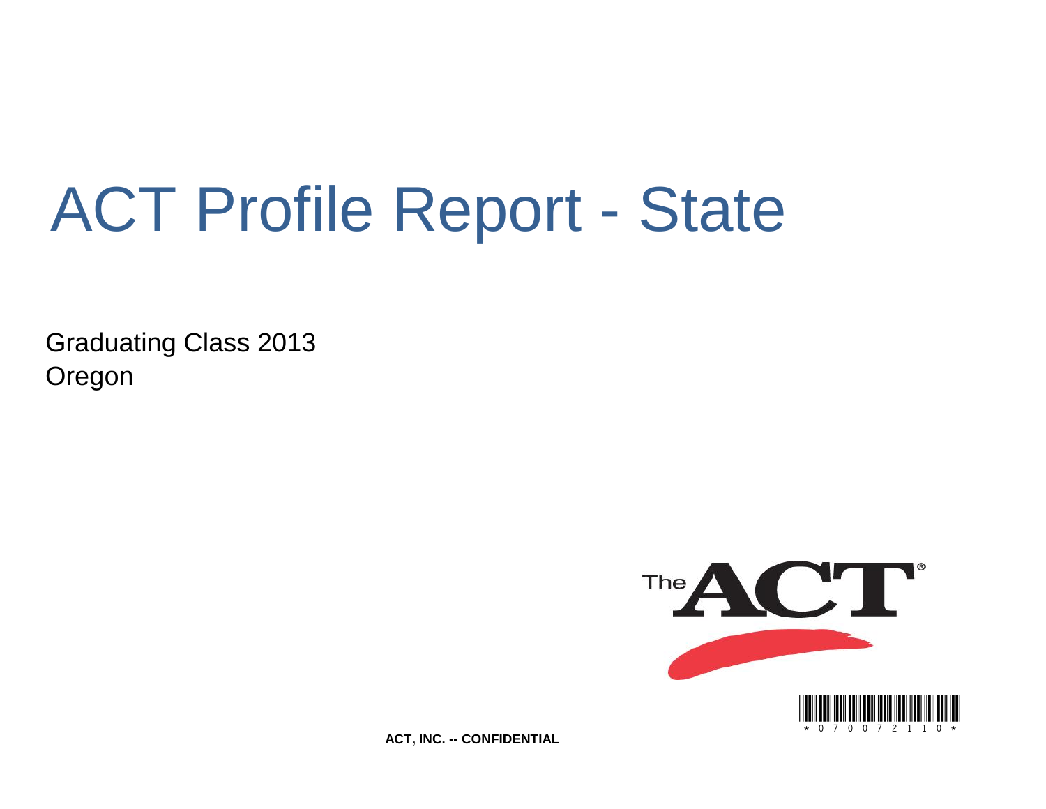# ACT Profile Report - State

Graduating Class 2013
Oregon

**ACT, INC. -- CONFIDENTIAL**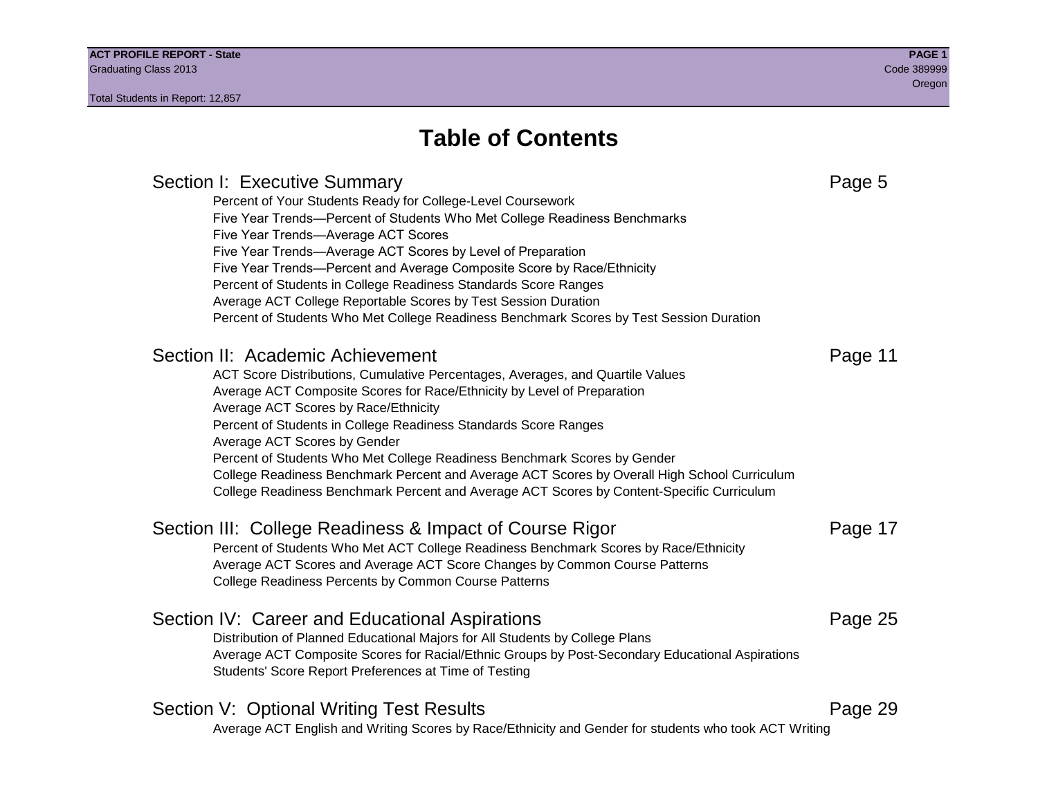# Table of Contents

## Section I: Executive Summary — Page 5

- Percent of Your Students Ready for College-Level Coursework
- Five Year Trends—Percent of Students Who Met College Readiness Benchmarks
- Five Year Trends—Average ACT Scores
- Five Year Trends—Average ACT Scores by Level of Preparation
- Five Year Trends—Percent and Average Composite Score by Race/Ethnicity
- Percent of Students in College Readiness Standards Score Ranges
- Average ACT College Reportable Scores by Test Session Duration
- Percent of Students Who Met College Readiness Benchmark Scores by Test Session Duration

## Section II: Academic Achievement — Page 11

- ACT Score Distributions, Cumulative Percentages, Averages, and Quartile Values
- Average ACT Composite Scores for Race/Ethnicity by Level of Preparation
- Average ACT Scores by Race/Ethnicity
- Percent of Students in College Readiness Standards Score Ranges
- Average ACT Scores by Gender
- Percent of Students Who Met College Readiness Benchmark Scores by Gender
- College Readiness Benchmark Percent and Average ACT Scores by Overall High School Curriculum
- College Readiness Benchmark Percent and Average ACT Scores by Content-Specific Curriculum

## Section III: College Readiness & Impact of Course Rigor — Page 17

- Percent of Students Who Met ACT College Readiness Benchmark Scores by Race/Ethnicity
- Average ACT Scores and Average ACT Score Changes by Common Course Patterns
- College Readiness Percents by Common Course Patterns

## Section IV: Career and Educational Aspirations — Page 25

- Distribution of Planned Educational Majors for All Students by College Plans
- Average ACT Composite Scores for Racial/Ethnic Groups by Post-Secondary Educational Aspirations
- Students' Score Report Preferences at Time of Testing

## Section V: Optional Writing Test Results — Page 29

- Average ACT English and Writing Scores by Race/Ethnicity and Gender for students who took ACT Writing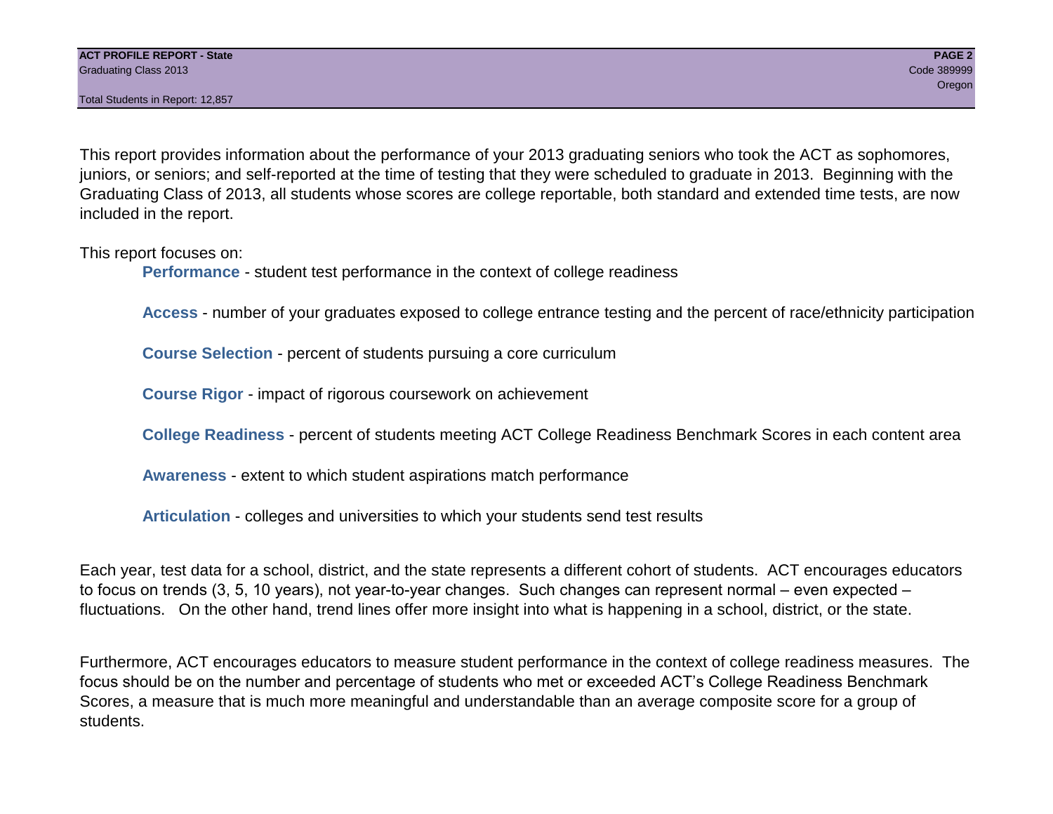This report provides information about the performance of your 2013 graduating seniors who took the ACT as sophomores, juniors, or seniors; and self-reported at the time of testing that they were scheduled to graduate in 2013. Beginning with the Graduating Class of 2013, all students whose scores are college reportable, both standard and extended time tests, are now included in the report.

This report focuses on:

- **Performance** - student test performance in the context of college readiness
- **Access** - number of your graduates exposed to college entrance testing and the percent of race/ethnicity participation
- **Course Selection** - percent of students pursuing a core curriculum
- **Course Rigor** - impact of rigorous coursework on achievement
- **College Readiness** - percent of students meeting ACT College Readiness Benchmark Scores in each content area
- **Awareness** - extent to which student aspirations match performance
- **Articulation** - colleges and universities to which your students send test results

Each year, test data for a school, district, and the state represents a different cohort of students. ACT encourages educators to focus on trends (3, 5, 10 years), not year-to-year changes. Such changes can represent normal – even expected – fluctuations. On the other hand, trend lines offer more insight into what is happening in a school, district, or the state.

Furthermore, ACT encourages educators to measure student performance in the context of college readiness measures. The focus should be on the number and percentage of students who met or exceeded ACT's College Readiness Benchmark Scores, a measure that is much more meaningful and understandable than an average composite score for a group of students.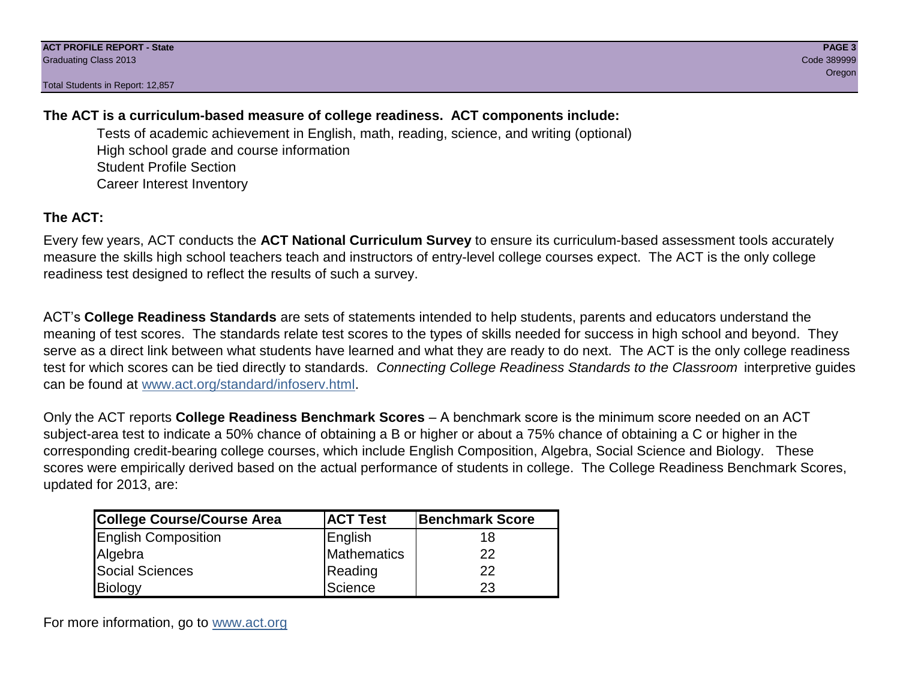**The ACT is a curriculum-based measure of college readiness. ACT components include:**

Tests of academic achievement in English, math, reading, science, and writing (optional)
High school grade and course information
Student Profile Section
Career Interest Inventory

## The ACT:

Every few years, ACT conducts the **ACT National Curriculum Survey** to ensure its curriculum-based assessment tools accurately measure the skills high school teachers teach and instructors of entry-level college courses expect. The ACT is the only college readiness test designed to reflect the results of such a survey.

ACT's **College Readiness Standards** are sets of statements intended to help students, parents and educators understand the meaning of test scores. The standards relate test scores to the types of skills needed for success in high school and beyond. They serve as a direct link between what students have learned and what they are ready to do next. The ACT is the only college readiness test for which scores can be tied directly to standards. *Connecting College Readiness Standards to the Classroom* interpretive guides can be found at www.act.org/standard/infoserv.html.

Only the ACT reports **College Readiness Benchmark Scores** – A benchmark score is the minimum score needed on an ACT subject-area test to indicate a 50% chance of obtaining a B or higher or about a 75% chance of obtaining a C or higher in the corresponding credit-bearing college courses, which include English Composition, Algebra, Social Science and Biology. These scores were empirically derived based on the actual performance of students in college. The College Readiness Benchmark Scores, updated for 2013, are:

| College Course/Course Area | ACT Test | Benchmark Score |
|---|---|---|
| English Composition | English | 18 |
| Algebra | Mathematics | 22 |
| Social Sciences | Reading | 22 |
| Biology | Science | 23 |

For more information, go to www.act.org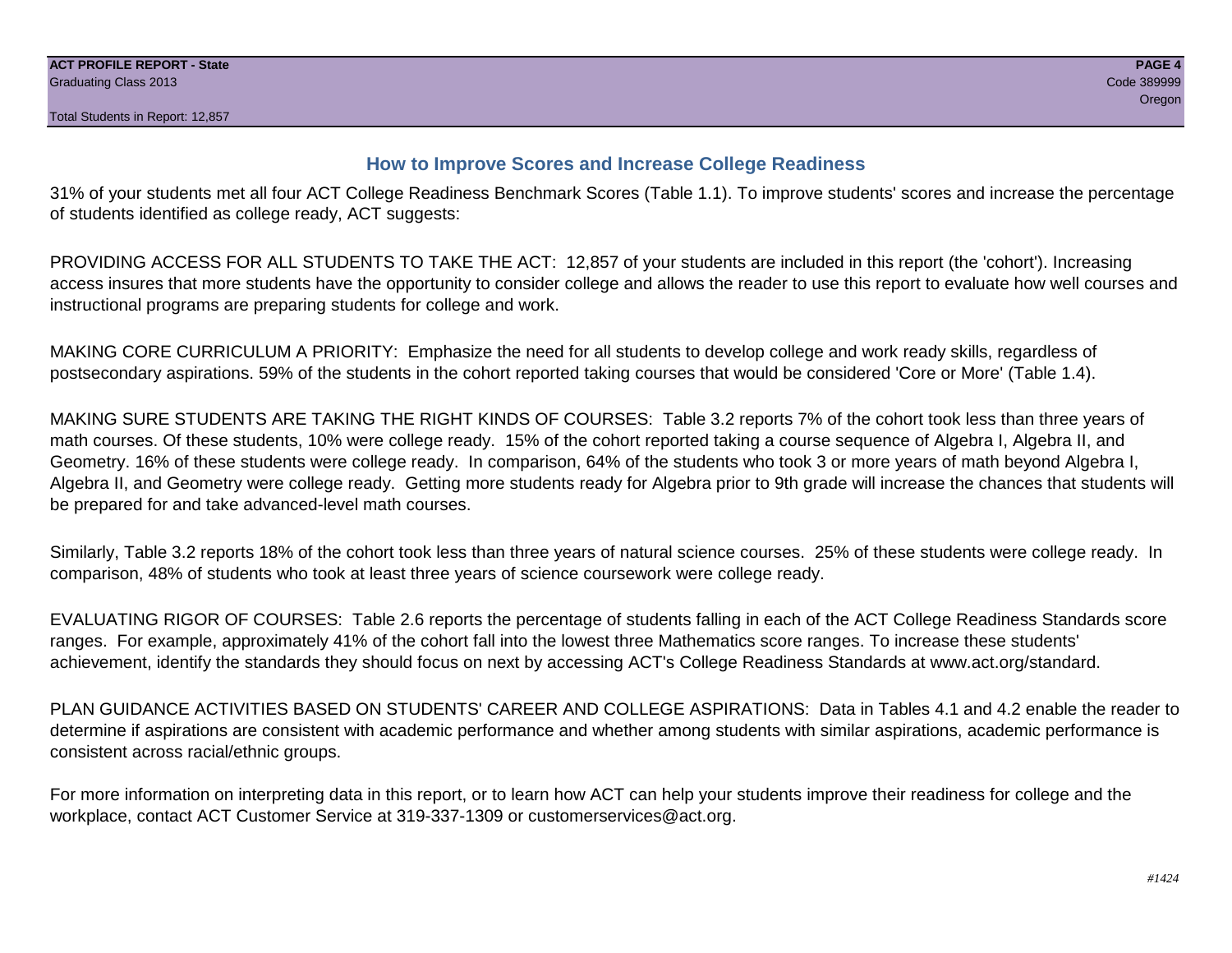## How to Improve Scores and Increase College Readiness

31% of your students met all four ACT College Readiness Benchmark Scores (Table 1.1). To improve students' scores and increase the percentage of students identified as college ready, ACT suggests:

PROVIDING ACCESS FOR ALL STUDENTS TO TAKE THE ACT: 12,857 of your students are included in this report (the 'cohort'). Increasing access insures that more students have the opportunity to consider college and allows the reader to use this report to evaluate how well courses and instructional programs are preparing students for college and work.

MAKING CORE CURRICULUM A PRIORITY: Emphasize the need for all students to develop college and work ready skills, regardless of postsecondary aspirations. 59% of the students in the cohort reported taking courses that would be considered 'Core or More' (Table 1.4).

MAKING SURE STUDENTS ARE TAKING THE RIGHT KINDS OF COURSES: Table 3.2 reports 7% of the cohort took less than three years of math courses. Of these students, 10% were college ready. 15% of the cohort reported taking a course sequence of Algebra I, Algebra II, and Geometry. 16% of these students were college ready. In comparison, 64% of the students who took 3 or more years of math beyond Algebra I, Algebra II, and Geometry were college ready. Getting more students ready for Algebra prior to 9th grade will increase the chances that students will be prepared for and take advanced-level math courses.

Similarly, Table 3.2 reports 18% of the cohort took less than three years of natural science courses. 25% of these students were college ready. In comparison, 48% of students who took at least three years of science coursework were college ready.

EVALUATING RIGOR OF COURSES: Table 2.6 reports the percentage of students falling in each of the ACT College Readiness Standards score ranges. For example, approximately 41% of the cohort fall into the lowest three Mathematics score ranges. To increase these students' achievement, identify the standards they should focus on next by accessing ACT's College Readiness Standards at www.act.org/standard.

PLAN GUIDANCE ACTIVITIES BASED ON STUDENTS' CAREER AND COLLEGE ASPIRATIONS: Data in Tables 4.1 and 4.2 enable the reader to determine if aspirations are consistent with academic performance and whether among students with similar aspirations, academic performance is consistent across racial/ethnic groups.

For more information on interpreting data in this report, or to learn how ACT can help your students improve their readiness for college and the workplace, contact ACT Customer Service at 319-337-1309 or customerservices@act.org.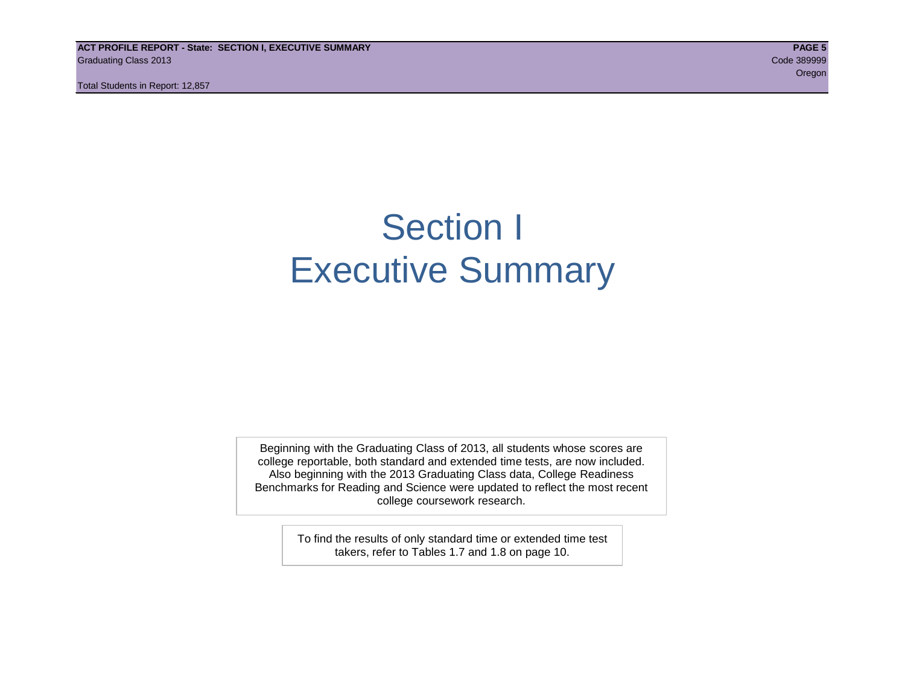# Section I
# Executive Summary

Beginning with the Graduating Class of 2013, all students whose scores are college reportable, both standard and extended time tests, are now included. Also beginning with the 2013 Graduating Class data, College Readiness Benchmarks for Reading and Science were updated to reflect the most recent college coursework research.

To find the results of only standard time or extended time test takers, refer to Tables 1.7 and 1.8 on page 10.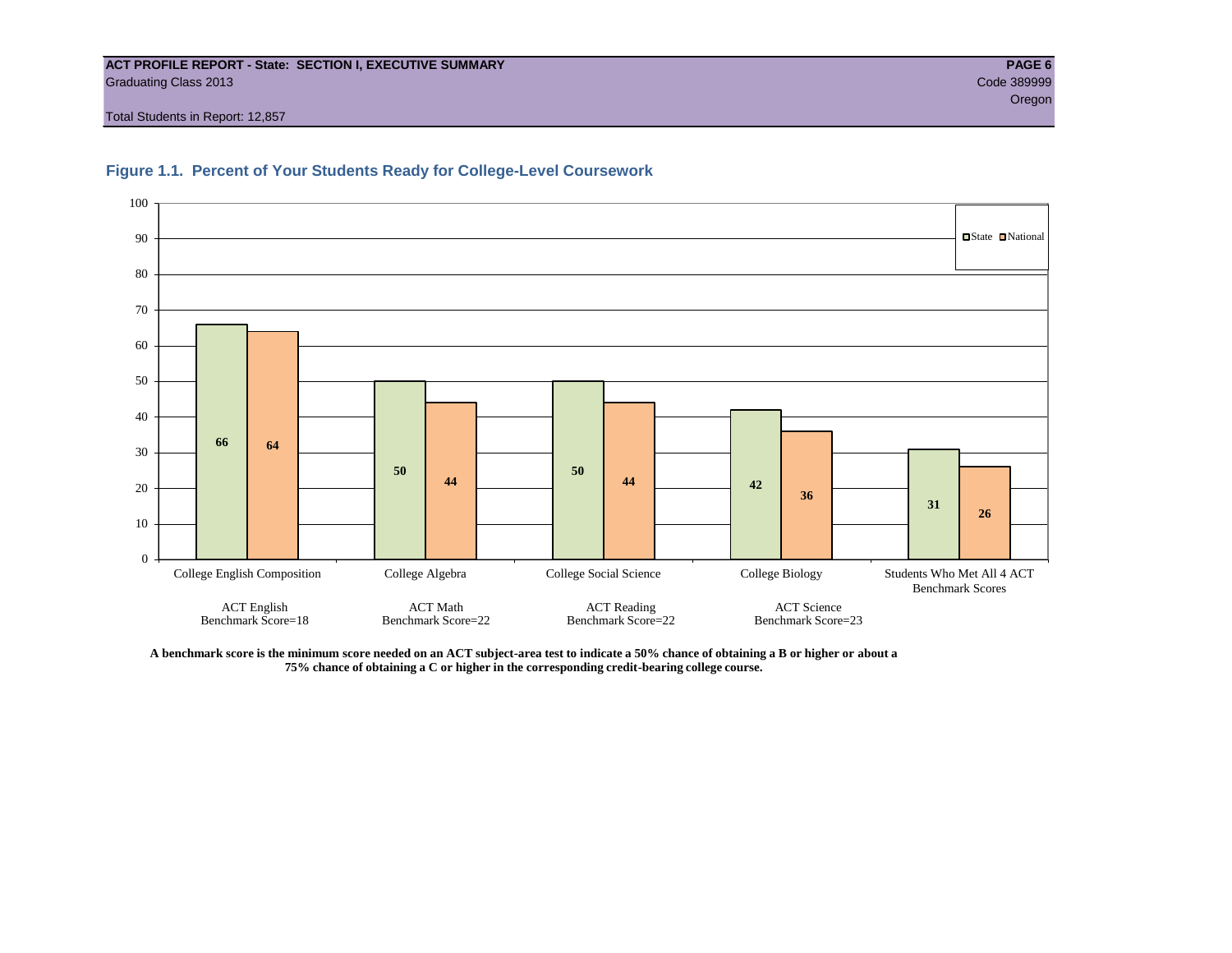**ACT PROFILE REPORT - State: SECTION I, EXECUTIVE SUMMARY**
Graduating Class 2013
Code 389999
Oregon

Total Students in Report: 12,857

## Figure 1.1. Percent of Your Students Ready for College-Level Coursework

| | State | National |
|---|---|---|
| College English Composition (ACT English Benchmark Score=18) | 66 | 64 |
| College Algebra (ACT Math Benchmark Score=22) | 50 | 44 |
| College Social Science (ACT Reading Benchmark Score=22) | 50 | 44 |
| College Biology (ACT Science Benchmark Score=23) | 42 | 36 |
| Students Who Met All 4 ACT Benchmark Scores | 31 | 26 |

**A benchmark score is the minimum score needed on an ACT subject-area test to indicate a 50% chance of obtaining a B or higher or about a 75% chance of obtaining a C or higher in the corresponding credit-bearing college course.**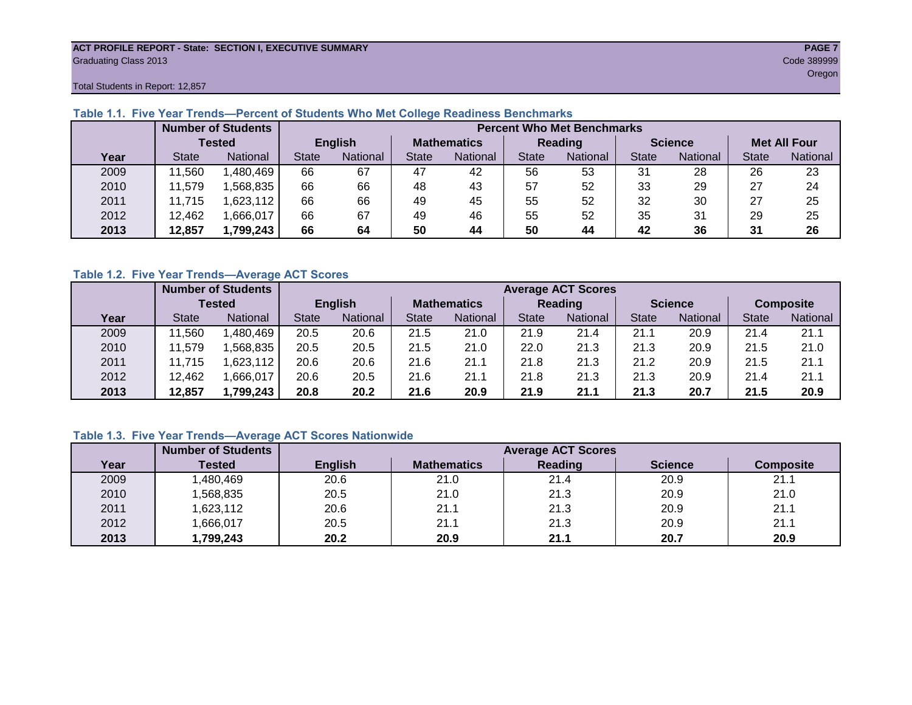ACT PROFILE REPORT - State: SECTION I, EXECUTIVE SUMMARY

Graduating Class 2013

Code 389999

Oregon

Total Students in Report: 12,857

### Table 1.1. Five Year Trends—Percent of Students Who Met College Readiness Benchmarks

| | Number of Students Tested | | Percent Who Met Benchmarks | | | | | | | | | |
|---|---|---|---|---|---|---|---|---|---|---|---|---|
| | | | English | | Mathematics | | Reading | | Science | | Met All Four | |
| Year | State | National | State | National | State | National | State | National | State | National | State | National |
| 2009 | 11,560 | 1,480,469 | 66 | 67 | 47 | 42 | 56 | 53 | 31 | 28 | 26 | 23 |
| 2010 | 11,579 | 1,568,835 | 66 | 66 | 48 | 43 | 57 | 52 | 33 | 29 | 27 | 24 |
| 2011 | 11,715 | 1,623,112 | 66 | 66 | 49 | 45 | 55 | 52 | 32 | 30 | 27 | 25 |
| 2012 | 12,462 | 1,666,017 | 66 | 67 | 49 | 46 | 55 | 52 | 35 | 31 | 29 | 25 |
| **2013** | **12,857** | **1,799,243** | **66** | **64** | **50** | **44** | **50** | **44** | **42** | **36** | **31** | **26** |

### Table 1.2. Five Year Trends—Average ACT Scores

| | Number of Students Tested | | Average ACT Scores | | | | | | | | | |
|---|---|---|---|---|---|---|---|---|---|---|---|---|
| | | | English | | Mathematics | | Reading | | Science | | Composite | |
| Year | State | National | State | National | State | National | State | National | State | National | State | National |
| 2009 | 11,560 | 1,480,469 | 20.5 | 20.6 | 21.5 | 21.0 | 21.9 | 21.4 | 21.1 | 20.9 | 21.4 | 21.1 |
| 2010 | 11,579 | 1,568,835 | 20.5 | 20.5 | 21.5 | 21.0 | 22.0 | 21.3 | 21.3 | 20.9 | 21.5 | 21.0 |
| 2011 | 11,715 | 1,623,112 | 20.6 | 20.6 | 21.6 | 21.1 | 21.8 | 21.3 | 21.2 | 20.9 | 21.5 | 21.1 |
| 2012 | 12,462 | 1,666,017 | 20.6 | 20.5 | 21.6 | 21.1 | 21.8 | 21.3 | 21.3 | 20.9 | 21.4 | 21.1 |
| **2013** | **12,857** | **1,799,243** | **20.8** | **20.2** | **21.6** | **20.9** | **21.9** | **21.1** | **21.3** | **20.7** | **21.5** | **20.9** |

### Table 1.3. Five Year Trends—Average ACT Scores Nationwide

| | Number of Students | Average ACT Scores | | | | |
|---|---|---|---|---|---|---|
| Year | Tested | English | Mathematics | Reading | Science | Composite |
| 2009 | 1,480,469 | 20.6 | 21.0 | 21.4 | 20.9 | 21.1 |
| 2010 | 1,568,835 | 20.5 | 21.0 | 21.3 | 20.9 | 21.0 |
| 2011 | 1,623,112 | 20.6 | 21.1 | 21.3 | 20.9 | 21.1 |
| 2012 | 1,666,017 | 20.5 | 21.1 | 21.3 | 20.9 | 21.1 |
| **2013** | **1,799,243** | **20.2** | **20.9** | **21.1** | **20.7** | **20.9** |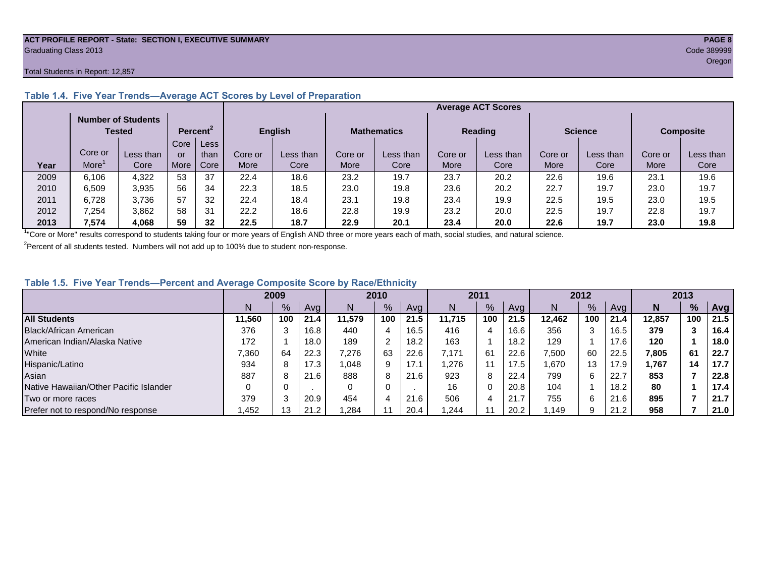ACT PROFILE REPORT - State: SECTION I, EXECUTIVE SUMMARY
Graduating Class 2013
Code 389999
Oregon
Total Students in Report: 12,857

### Table 1.4. Five Year Trends—Average ACT Scores by Level of Preparation

| | Number of Students Tested | | Percent[2] | | Average ACT Scores | | | | | | | | | |
|---|---|---|---|---|---|---|---|---|---|---|---|---|---|---|
| | | | | | English | | Mathematics | | Reading | | Science | | Composite | |
| Year | Core or More[1] | Less than Core | Core or More | Less than Core | Core or More | Less than Core | Core or More | Less than Core | Core or More | Less than Core | Core or More | Less than Core | Core or More | Less than Core |
| 2009 | 6,106 | 4,322 | 53 | 37 | 22.4 | 18.6 | 23.2 | 19.7 | 23.7 | 20.2 | 22.6 | 19.6 | 23.1 | 19.6 |
| 2010 | 6,509 | 3,935 | 56 | 34 | 22.3 | 18.5 | 23.0 | 19.8 | 23.6 | 20.2 | 22.7 | 19.7 | 23.0 | 19.7 |
| 2011 | 6,728 | 3,736 | 57 | 32 | 22.4 | 18.4 | 23.1 | 19.8 | 23.4 | 19.9 | 22.5 | 19.5 | 23.0 | 19.5 |
| 2012 | 7,254 | 3,862 | 58 | 31 | 22.2 | 18.6 | 22.8 | 19.9 | 23.2 | 20.0 | 22.5 | 19.7 | 22.8 | 19.7 |
| **2013** | **7,574** | **4,068** | **59** | **32** | **22.5** | **18.7** | **22.9** | **20.1** | **23.4** | **20.0** | **22.6** | **19.7** | **23.0** | **19.8** |

[1]"Core or More" results correspond to students taking four or more years of English AND three or more years each of math, social studies, and natural science.

[2]Percent of all students tested. Numbers will not add up to 100% due to student non-response.

### Table 1.5. Five Year Trends—Percent and Average Composite Score by Race/Ethnicity

| | 2009 | | | 2010 | | | 2011 | | | 2012 | | | 2013 | | |
|---|---|---|---|---|---|---|---|---|---|---|---|---|---|---|---|
| | N | % | Avg | N | % | Avg | N | % | Avg | N | % | Avg | **N** | **%** | **Avg** |
| **All Students** | **11,560** | **100** | **21.4** | **11,579** | **100** | **21.5** | **11,715** | **100** | **21.5** | **12,462** | **100** | **21.4** | **12,857** | **100** | **21.5** |
| Black/African American | 376 | 3 | 16.8 | 440 | 4 | 16.5 | 416 | 4 | 16.6 | 356 | 3 | 16.5 | **379** | **3** | **16.4** |
| American Indian/Alaska Native | 172 | 1 | 18.0 | 189 | 2 | 18.2 | 163 | 1 | 18.2 | 129 | 1 | 17.6 | **120** | **1** | **18.0** |
| White | 7,360 | 64 | 22.3 | 7,276 | 63 | 22.6 | 7,171 | 61 | 22.6 | 7,500 | 60 | 22.5 | **7,805** | **61** | **22.7** |
| Hispanic/Latino | 934 | 8 | 17.3 | 1,048 | 9 | 17.1 | 1,276 | 11 | 17.5 | 1,670 | 13 | 17.9 | **1,767** | **14** | **17.7** |
| Asian | 887 | 8 | 21.6 | 888 | 8 | 21.6 | 923 | 8 | 22.4 | 799 | 6 | 22.7 | **853** | **7** | **22.8** |
| Native Hawaiian/Other Pacific Islander | 0 | 0 | . | 0 | 0 | . | 16 | 0 | 20.8 | 104 | 1 | 18.2 | **80** | **1** | **17.4** |
| Two or more races | 379 | 3 | 20.9 | 454 | 4 | 21.6 | 506 | 4 | 21.7 | 755 | 6 | 21.6 | **895** | **7** | **21.7** |
| Prefer not to respond/No response | 1,452 | 13 | 21.2 | 1,284 | 11 | 20.4 | 1,244 | 11 | 20.2 | 1,149 | 9 | 21.2 | **958** | **7** | **21.0** |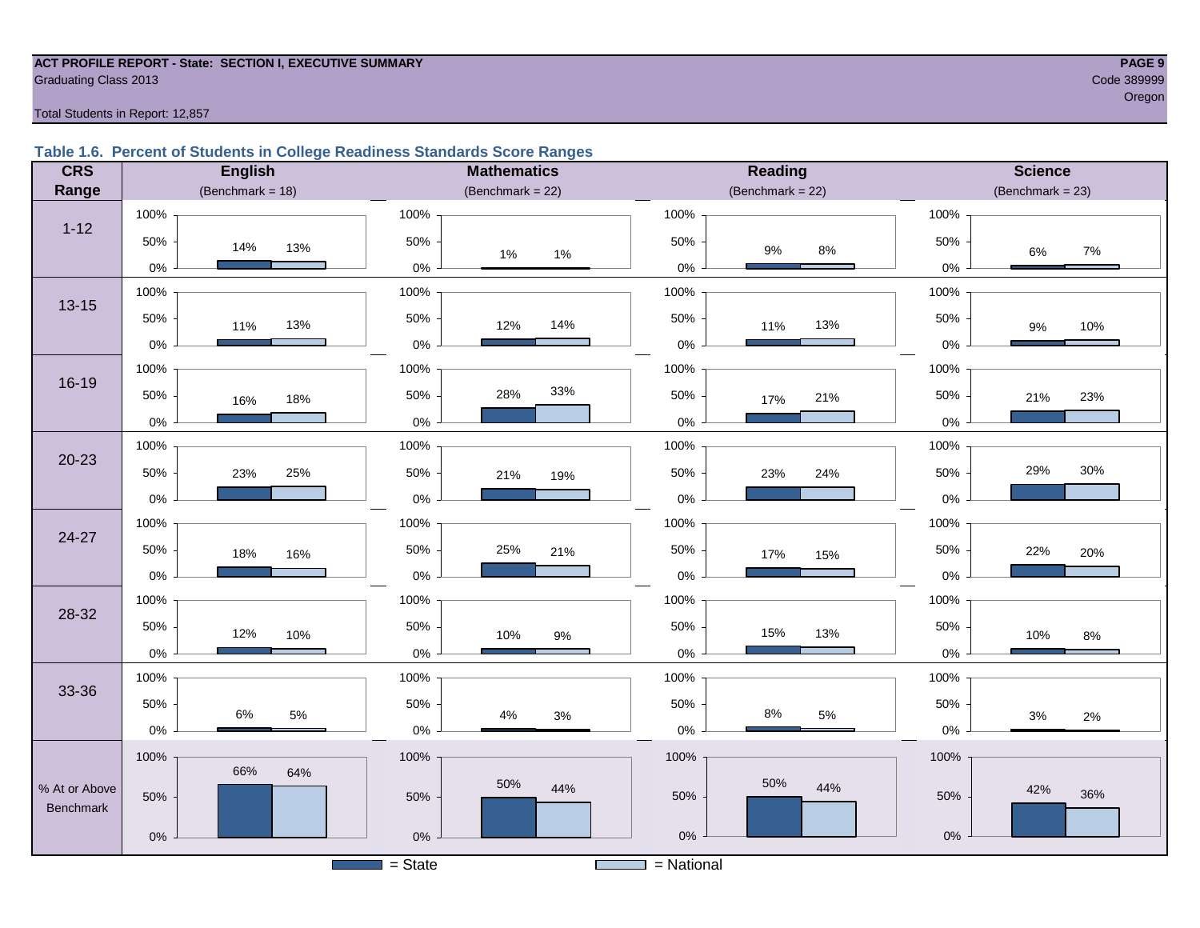**ACT PROFILE REPORT - State: SECTION I, EXECUTIVE SUMMARY**
Graduating Class 2013

Code 389999
Oregon

Total Students in Report: 12,857

### Table 1.6. Percent of Students in College Readiness Standards Score Ranges

| CRS Range | English (Benchmark = 18) State | English National | Mathematics (Benchmark = 22) State | Mathematics National | Reading (Benchmark = 22) State | Reading National | Science (Benchmark = 23) State | Science National |
|---|---|---|---|---|---|---|---|---|
| 1-12 | 14% | 13% | 1% | 1% | 9% | 8% | 6% | 7% |
| 13-15 | 11% | 13% | 12% | 14% | 11% | 13% | 9% | 10% |
| 16-19 | 16% | 18% | 28% | 33% | 17% | 21% | 21% | 23% |
| 20-23 | 23% | 25% | 21% | 19% | 23% | 24% | 29% | 30% |
| 24-27 | 18% | 16% | 25% | 21% | 17% | 15% | 22% | 20% |
| 28-32 | 12% | 10% | 10% | 9% | 15% | 13% | 10% | 8% |
| 33-36 | 6% | 5% | 4% | 3% | 8% | 5% | 3% | 2% |
| % At or Above Benchmark | 66% | 64% | 50% | 44% | 50% | 44% | 42% | 36% |

= State = National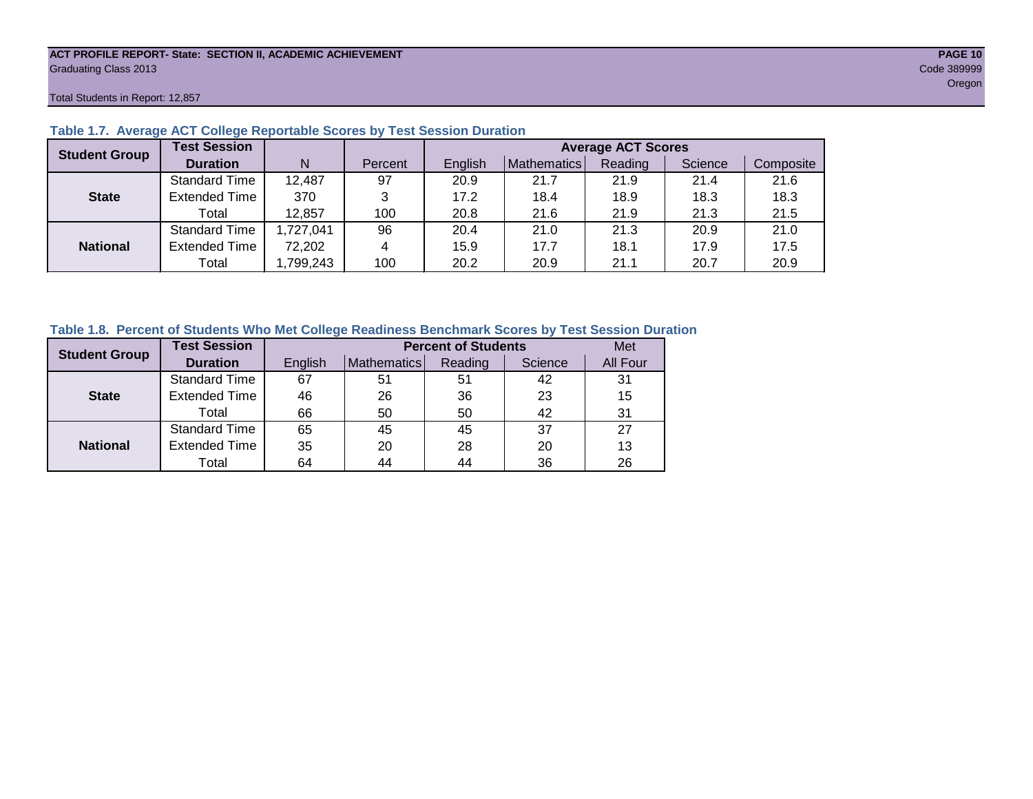Total Students in Report: 12,857

**Table 1.7. Average ACT College Reportable Scores by Test Session Duration**

| Student Group | Test Session Duration | N | Percent | Average ACT Scores | | | | |
|---|---|---|---|---|---|---|---|---|
| | | | | English | Mathematics | Reading | Science | Composite |
| State | Standard Time | 12,487 | 97 | 20.9 | 21.7 | 21.9 | 21.4 | 21.6 |
| | Extended Time | 370 | 3 | 17.2 | 18.4 | 18.9 | 18.3 | 18.3 |
| | Total | 12,857 | 100 | 20.8 | 21.6 | 21.9 | 21.3 | 21.5 |
| National | Standard Time | 1,727,041 | 96 | 20.4 | 21.0 | 21.3 | 20.9 | 21.0 |
| | Extended Time | 72,202 | 4 | 15.9 | 17.7 | 18.1 | 17.9 | 17.5 |
| | Total | 1,799,243 | 100 | 20.2 | 20.9 | 21.1 | 20.7 | 20.9 |

**Table 1.8. Percent of Students Who Met College Readiness Benchmark Scores by Test Session Duration**

| Student Group | Test Session Duration | Percent of Students | | | | Met |
|---|---|---|---|---|---|---|
| | | English | Mathematics | Reading | Science | All Four |
| State | Standard Time | 67 | 51 | 51 | 42 | 31 |
| | Extended Time | 46 | 26 | 36 | 23 | 15 |
| | Total | 66 | 50 | 50 | 42 | 31 |
| National | Standard Time | 65 | 45 | 45 | 37 | 27 |
| | Extended Time | 35 | 20 | 28 | 20 | 13 |
| | Total | 64 | 44 | 44 | 36 | 26 |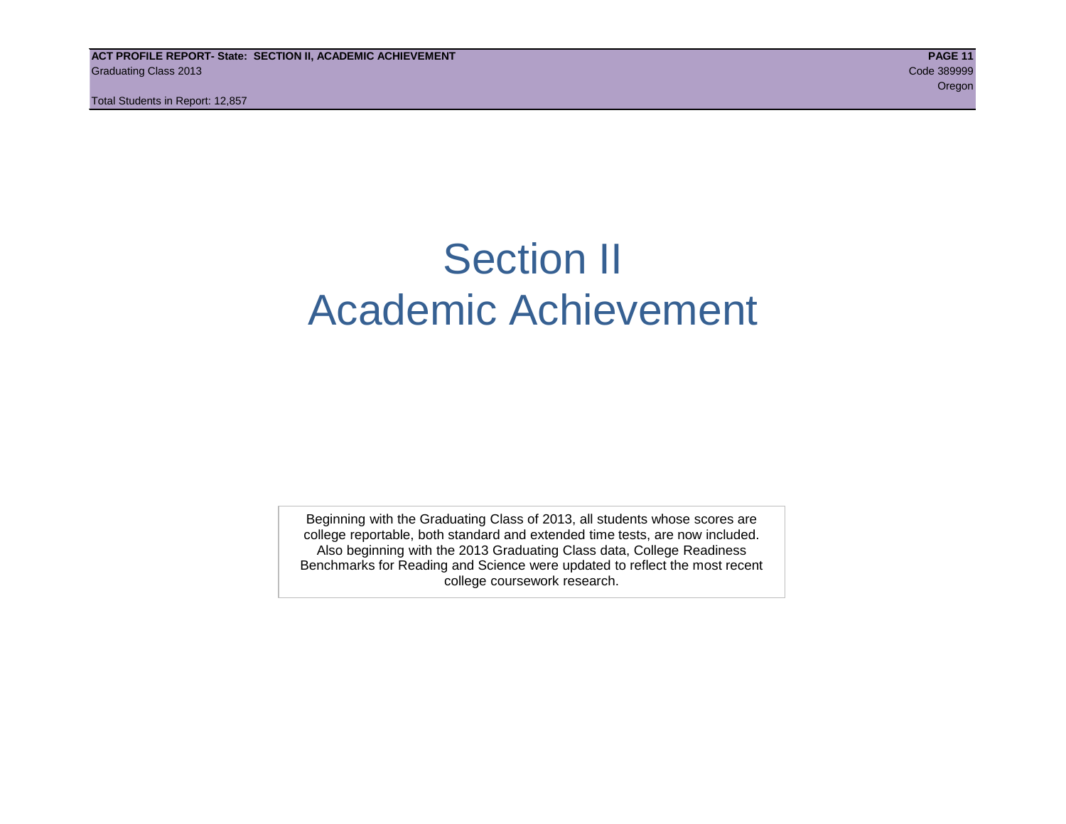# Section II
# Academic Achievement

Beginning with the Graduating Class of 2013, all students whose scores are college reportable, both standard and extended time tests, are now included. Also beginning with the 2013 Graduating Class data, College Readiness Benchmarks for Reading and Science were updated to reflect the most recent college coursework research.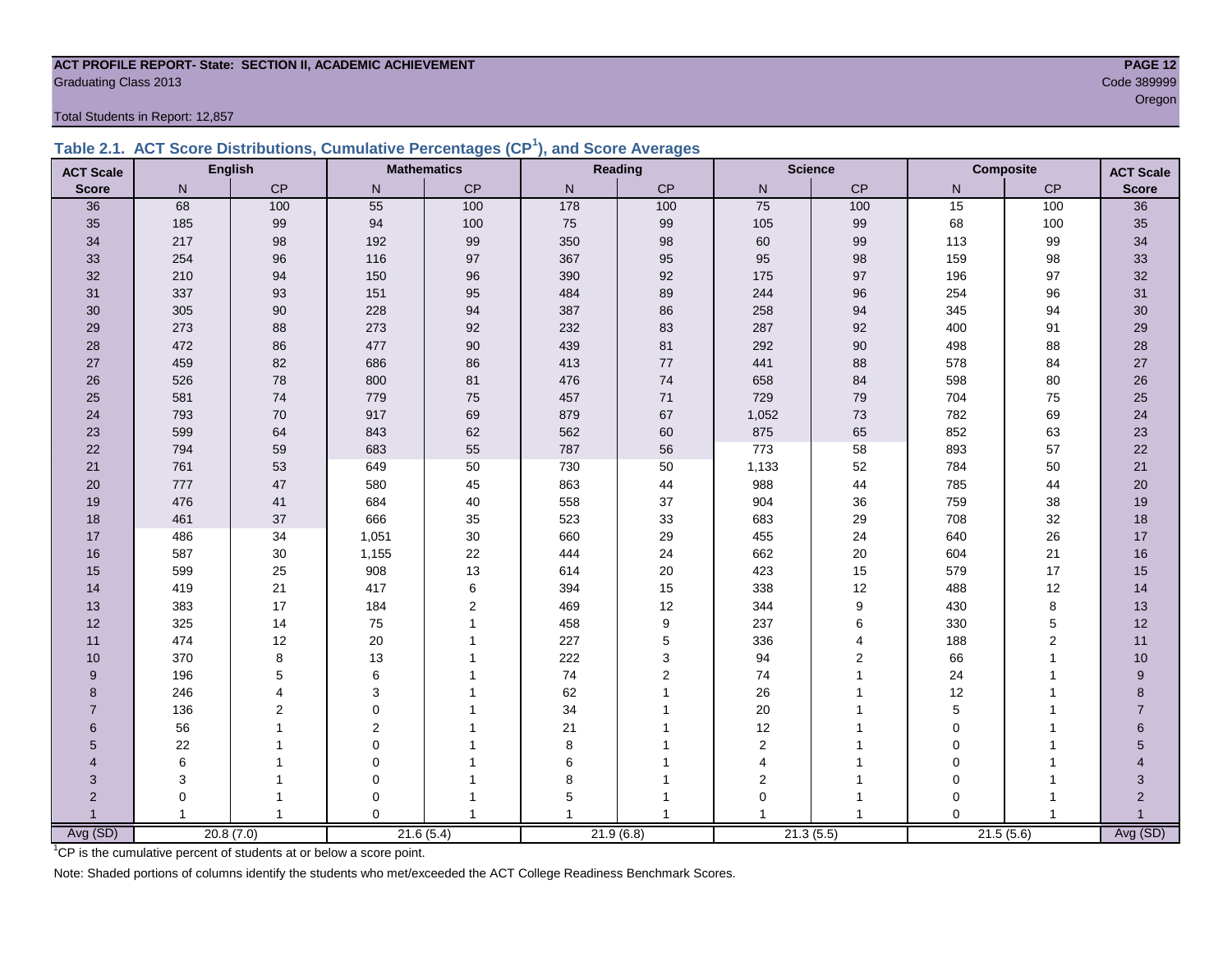**ACT PROFILE REPORT- State: SECTION II, ACADEMIC ACHIEVEMENT**
Graduating Class 2013

Code 389999
Oregon

Total Students in Report: 12,857

## Table 2.1. ACT Score Distributions, Cumulative Percentages (CP[1]), and Score Averages

| ACT Scale | English | | Mathematics | | Reading | | Science | | Composite | | ACT Scale |
|---|---|---|---|---|---|---|---|---|---|---|---|
| Score | N | CP | N | CP | N | CP | N | CP | N | CP | Score |
| 36 | 68 | 100 | 55 | 100 | 178 | 100 | 75 | 100 | 15 | 100 | 36 |
| 35 | 185 | 99 | 94 | 100 | 75 | 99 | 105 | 99 | 68 | 100 | 35 |
| 34 | 217 | 98 | 192 | 99 | 350 | 98 | 60 | 99 | 113 | 99 | 34 |
| 33 | 254 | 96 | 116 | 97 | 367 | 95 | 95 | 98 | 159 | 98 | 33 |
| 32 | 210 | 94 | 150 | 96 | 390 | 92 | 175 | 97 | 196 | 97 | 32 |
| 31 | 337 | 93 | 151 | 95 | 484 | 89 | 244 | 96 | 254 | 96 | 31 |
| 30 | 305 | 90 | 228 | 94 | 387 | 86 | 258 | 94 | 345 | 94 | 30 |
| 29 | 273 | 88 | 273 | 92 | 232 | 83 | 287 | 92 | 400 | 91 | 29 |
| 28 | 472 | 86 | 477 | 90 | 439 | 81 | 292 | 90 | 498 | 88 | 28 |
| 27 | 459 | 82 | 686 | 86 | 413 | 77 | 441 | 88 | 578 | 84 | 27 |
| 26 | 526 | 78 | 800 | 81 | 476 | 74 | 658 | 84 | 598 | 80 | 26 |
| 25 | 581 | 74 | 779 | 75 | 457 | 71 | 729 | 79 | 704 | 75 | 25 |
| 24 | 793 | 70 | 917 | 69 | 879 | 67 | 1,052 | 73 | 782 | 69 | 24 |
| 23 | 599 | 64 | 843 | 62 | 562 | 60 | 875 | 65 | 852 | 63 | 23 |
| 22 | 794 | 59 | 683 | 55 | 787 | 56 | 773 | 58 | 893 | 57 | 22 |
| 21 | 761 | 53 | 649 | 50 | 730 | 50 | 1,133 | 52 | 784 | 50 | 21 |
| 20 | 777 | 47 | 580 | 45 | 863 | 44 | 988 | 44 | 785 | 44 | 20 |
| 19 | 476 | 41 | 684 | 40 | 558 | 37 | 904 | 36 | 759 | 38 | 19 |
| 18 | 461 | 37 | 666 | 35 | 523 | 33 | 683 | 29 | 708 | 32 | 18 |
| 17 | 486 | 34 | 1,051 | 30 | 660 | 29 | 455 | 24 | 640 | 26 | 17 |
| 16 | 587 | 30 | 1,155 | 22 | 444 | 24 | 662 | 20 | 604 | 21 | 16 |
| 15 | 599 | 25 | 908 | 13 | 614 | 20 | 423 | 15 | 579 | 17 | 15 |
| 14 | 419 | 21 | 417 | 6 | 394 | 15 | 338 | 12 | 488 | 12 | 14 |
| 13 | 383 | 17 | 184 | 2 | 469 | 12 | 344 | 9 | 430 | 8 | 13 |
| 12 | 325 | 14 | 75 | 1 | 458 | 9 | 237 | 6 | 330 | 5 | 12 |
| 11 | 474 | 12 | 20 | 1 | 227 | 5 | 336 | 4 | 188 | 2 | 11 |
| 10 | 370 | 8 | 13 | 1 | 222 | 3 | 94 | 2 | 66 | 1 | 10 |
| 9 | 196 | 5 | 6 | 1 | 74 | 2 | 74 | 1 | 24 | 1 | 9 |
| 8 | 246 | 4 | 3 | 1 | 62 | 1 | 26 | 1 | 12 | 1 | 8 |
| 7 | 136 | 2 | 0 | 1 | 34 | 1 | 20 | 1 | 5 | 1 | 7 |
| 6 | 56 | 1 | 2 | 1 | 21 | 1 | 12 | 1 | 0 | 1 | 6 |
| 5 | 22 | 1 | 0 | 1 | 8 | 1 | 2 | 1 | 0 | 1 | 5 |
| 4 | 6 | 1 | 0 | 1 | 6 | 1 | 4 | 1 | 0 | 1 | 4 |
| 3 | 3 | 1 | 0 | 1 | 8 | 1 | 2 | 1 | 0 | 1 | 3 |
| 2 | 0 | 1 | 0 | 1 | 5 | 1 | 0 | 1 | 0 | 1 | 2 |
| 1 | 1 | 1 | 0 | 1 | 1 | 1 | 1 | 1 | 0 | 1 | 1 |
| Avg (SD) | 20.8 (7.0) | | 21.6 (5.4) | | 21.9 (6.8) | | 21.3 (5.5) | | 21.5 (5.6) | | Avg (SD) |

[1]CP is the cumulative percent of students at or below a score point.

Note: Shaded portions of columns identify the students who met/exceeded the ACT College Readiness Benchmark Scores.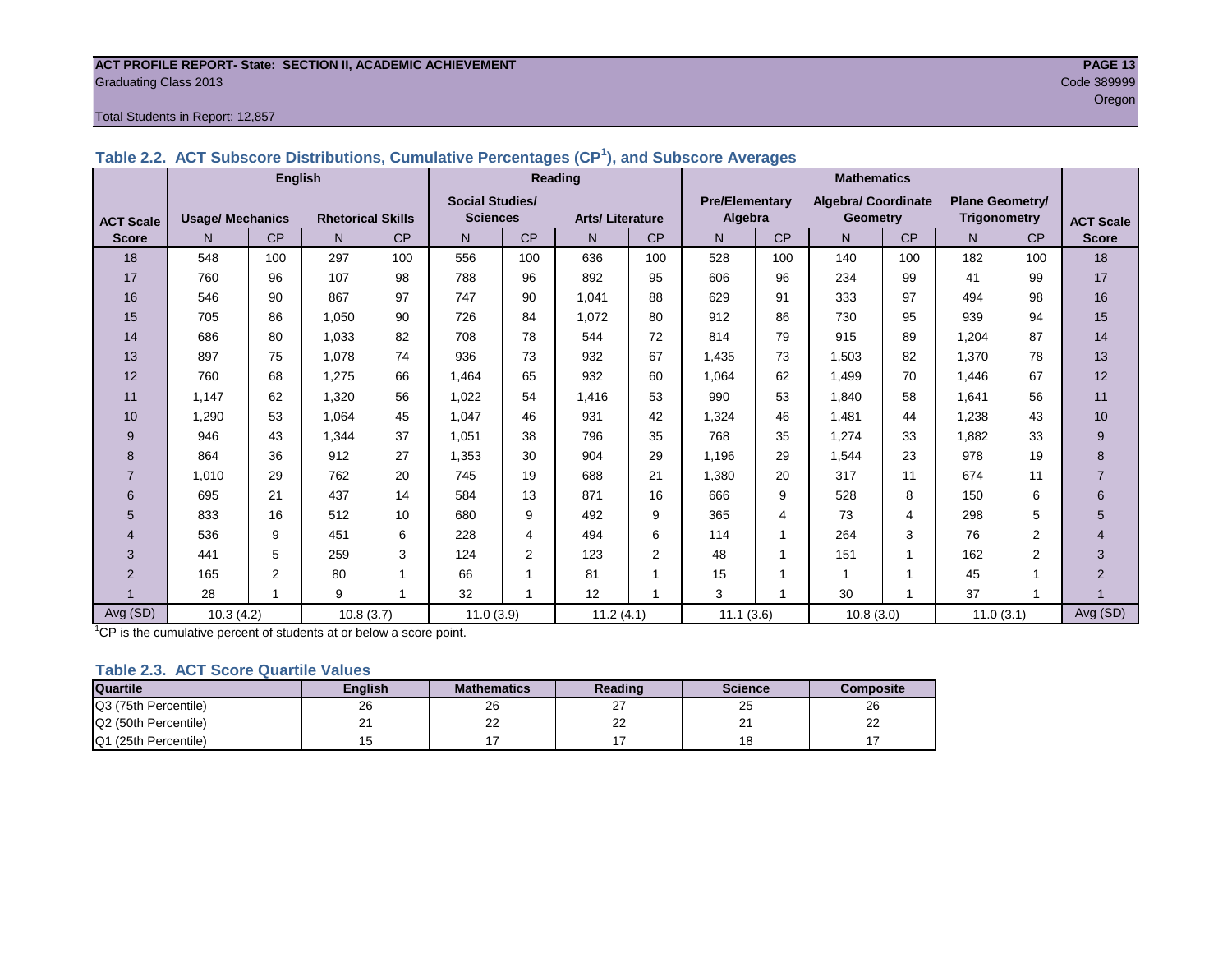ACT PROFILE REPORT- State: SECTION II, ACADEMIC ACHIEVEMENT
Graduating Class 2013
Code 389999
Oregon

Total Students in Report: 12,857

## Table 2.2. ACT Subscore Distributions, Cumulative Percentages (CP[1]), and Subscore Averages

| ACT Scale Score | English: Usage/ Mechanics N | English: Usage/ Mechanics CP | English: Rhetorical Skills N | English: Rhetorical Skills CP | Reading: Social Studies/ Sciences N | Reading: Social Studies/ Sciences CP | Reading: Arts/ Literature N | Reading: Arts/ Literature CP | Mathematics: Pre/Elementary Algebra N | Mathematics: Pre/Elementary Algebra CP | Mathematics: Algebra/ Coordinate Geometry N | Mathematics: Algebra/ Coordinate Geometry CP | Mathematics: Plane Geometry/ Trigonometry N | Mathematics: Plane Geometry/ Trigonometry CP | ACT Scale Score |
|---|---|---|---|---|---|---|---|---|---|---|---|---|---|---|---|
| 18 | 548 | 100 | 297 | 100 | 556 | 100 | 636 | 100 | 528 | 100 | 140 | 100 | 182 | 100 | 18 |
| 17 | 760 | 96 | 107 | 98 | 788 | 96 | 892 | 95 | 606 | 96 | 234 | 99 | 41 | 99 | 17 |
| 16 | 546 | 90 | 867 | 97 | 747 | 90 | 1,041 | 88 | 629 | 91 | 333 | 97 | 494 | 98 | 16 |
| 15 | 705 | 86 | 1,050 | 90 | 726 | 84 | 1,072 | 80 | 912 | 86 | 730 | 95 | 939 | 94 | 15 |
| 14 | 686 | 80 | 1,033 | 82 | 708 | 78 | 544 | 72 | 814 | 79 | 915 | 89 | 1,204 | 87 | 14 |
| 13 | 897 | 75 | 1,078 | 74 | 936 | 73 | 932 | 67 | 1,435 | 73 | 1,503 | 82 | 1,370 | 78 | 13 |
| 12 | 760 | 68 | 1,275 | 66 | 1,464 | 65 | 932 | 60 | 1,064 | 62 | 1,499 | 70 | 1,446 | 67 | 12 |
| 11 | 1,147 | 62 | 1,320 | 56 | 1,022 | 54 | 1,416 | 53 | 990 | 53 | 1,840 | 58 | 1,641 | 56 | 11 |
| 10 | 1,290 | 53 | 1,064 | 45 | 1,047 | 46 | 931 | 42 | 1,324 | 46 | 1,481 | 44 | 1,238 | 43 | 10 |
| 9 | 946 | 43 | 1,344 | 37 | 1,051 | 38 | 796 | 35 | 768 | 35 | 1,274 | 33 | 1,882 | 33 | 9 |
| 8 | 864 | 36 | 912 | 27 | 1,353 | 30 | 904 | 29 | 1,196 | 29 | 1,544 | 23 | 978 | 19 | 8 |
| 7 | 1,010 | 29 | 762 | 20 | 745 | 19 | 688 | 21 | 1,380 | 20 | 317 | 11 | 674 | 11 | 7 |
| 6 | 695 | 21 | 437 | 14 | 584 | 13 | 871 | 16 | 666 | 9 | 528 | 8 | 150 | 6 | 6 |
| 5 | 833 | 16 | 512 | 10 | 680 | 9 | 492 | 9 | 365 | 4 | 73 | 4 | 298 | 5 | 5 |
| 4 | 536 | 9 | 451 | 6 | 228 | 4 | 494 | 6 | 114 | 1 | 264 | 3 | 76 | 2 | 4 |
| 3 | 441 | 5 | 259 | 3 | 124 | 2 | 123 | 2 | 48 | 1 | 151 | 1 | 162 | 2 | 3 |
| 2 | 165 | 2 | 80 | 1 | 66 | 1 | 81 | 1 | 15 | 1 | 1 | 1 | 45 | 1 | 2 |
| 1 | 28 | 1 | 9 | 1 | 32 | 1 | 12 | 1 | 3 | 1 | 30 | 1 | 37 | 1 | 1 |
| Avg (SD) | 10.3 (4.2) | | 10.8 (3.7) | | 11.0 (3.9) | | 11.2 (4.1) | | 11.1 (3.6) | | 10.8 (3.0) | | 11.0 (3.1) | | Avg (SD) |

[1]CP is the cumulative percent of students at or below a score point.

## Table 2.3. ACT Score Quartile Values

| Quartile | English | Mathematics | Reading | Science | Composite |
|---|---|---|---|---|---|
| Q3 (75th Percentile) | 26 | 26 | 27 | 25 | 26 |
| Q2 (50th Percentile) | 21 | 22 | 22 | 21 | 22 |
| Q1 (25th Percentile) | 15 | 17 | 17 | 18 | 17 |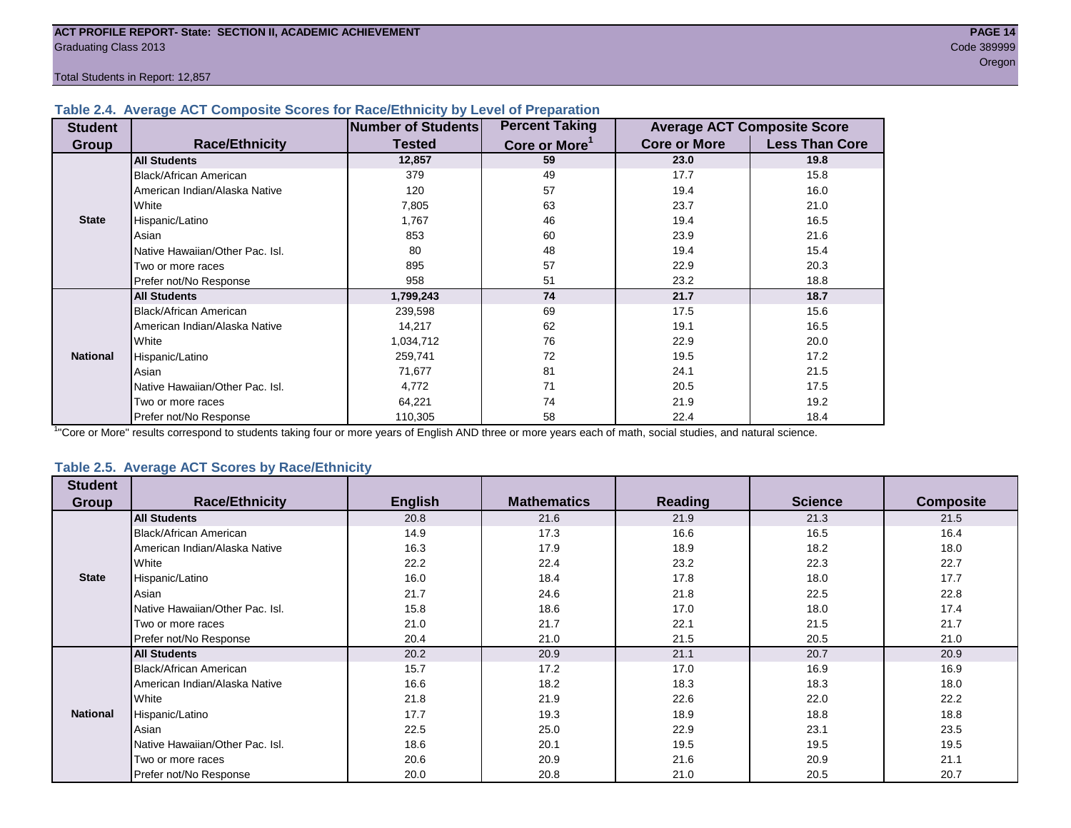## Table 2.4. Average ACT Composite Scores for Race/Ethnicity by Level of Preparation

| Student Group | Race/Ethnicity | Number of Students Tested | Percent Taking Core or More[1] | Average ACT Composite Score | |
|---|---|---|---|---|---|
| | | | | Core or More | Less Than Core |
| State | **All Students** | **12,857** | **59** | **23.0** | **19.8** |
| | Black/African American | 379 | 49 | 17.7 | 15.8 |
| | American Indian/Alaska Native | 120 | 57 | 19.4 | 16.0 |
| | White | 7,805 | 63 | 23.7 | 21.0 |
| | Hispanic/Latino | 1,767 | 46 | 19.4 | 16.5 |
| | Asian | 853 | 60 | 23.9 | 21.6 |
| | Native Hawaiian/Other Pac. Isl. | 80 | 48 | 19.4 | 15.4 |
| | Two or more races | 895 | 57 | 22.9 | 20.3 |
| | Prefer not/No Response | 958 | 51 | 23.2 | 18.8 |
| National | **All Students** | **1,799,243** | **74** | **21.7** | **18.7** |
| | Black/African American | 239,598 | 69 | 17.5 | 15.6 |
| | American Indian/Alaska Native | 14,217 | 62 | 19.1 | 16.5 |
| | White | 1,034,712 | 76 | 22.9 | 20.0 |
| | Hispanic/Latino | 259,741 | 72 | 19.5 | 17.2 |
| | Asian | 71,677 | 81 | 24.1 | 21.5 |
| | Native Hawaiian/Other Pac. Isl. | 4,772 | 71 | 20.5 | 17.5 |
| | Two or more races | 64,221 | 74 | 21.9 | 19.2 |
| | Prefer not/No Response | 110,305 | 58 | 22.4 | 18.4 |

[1]"Core or More" results correspond to students taking four or more years of English AND three or more years each of math, social studies, and natural science.

## Table 2.5. Average ACT Scores by Race/Ethnicity

| Student Group | Race/Ethnicity | English | Mathematics | Reading | Science | Composite |
|---|---|---|---|---|---|---|
| State | **All Students** | 20.8 | 21.6 | 21.9 | 21.3 | 21.5 |
| | Black/African American | 14.9 | 17.3 | 16.6 | 16.5 | 16.4 |
| | American Indian/Alaska Native | 16.3 | 17.9 | 18.9 | 18.2 | 18.0 |
| | White | 22.2 | 22.4 | 23.2 | 22.3 | 22.7 |
| | Hispanic/Latino | 16.0 | 18.4 | 17.8 | 18.0 | 17.7 |
| | Asian | 21.7 | 24.6 | 21.8 | 22.5 | 22.8 |
| | Native Hawaiian/Other Pac. Isl. | 15.8 | 18.6 | 17.0 | 18.0 | 17.4 |
| | Two or more races | 21.0 | 21.7 | 22.1 | 21.5 | 21.7 |
| | Prefer not/No Response | 20.4 | 21.0 | 21.5 | 20.5 | 21.0 |
| National | **All Students** | 20.2 | 20.9 | 21.1 | 20.7 | 20.9 |
| | Black/African American | 15.7 | 17.2 | 17.0 | 16.9 | 16.9 |
| | American Indian/Alaska Native | 16.6 | 18.2 | 18.3 | 18.3 | 18.0 |
| | White | 21.8 | 21.9 | 22.6 | 22.0 | 22.2 |
| | Hispanic/Latino | 17.7 | 19.3 | 18.9 | 18.8 | 18.8 |
| | Asian | 22.5 | 25.0 | 22.9 | 23.1 | 23.5 |
| | Native Hawaiian/Other Pac. Isl. | 18.6 | 20.1 | 19.5 | 19.5 | 19.5 |
| | Two or more races | 20.6 | 20.9 | 21.6 | 20.9 | 21.1 |
| | Prefer not/No Response | 20.0 | 20.8 | 21.0 | 20.5 | 20.7 |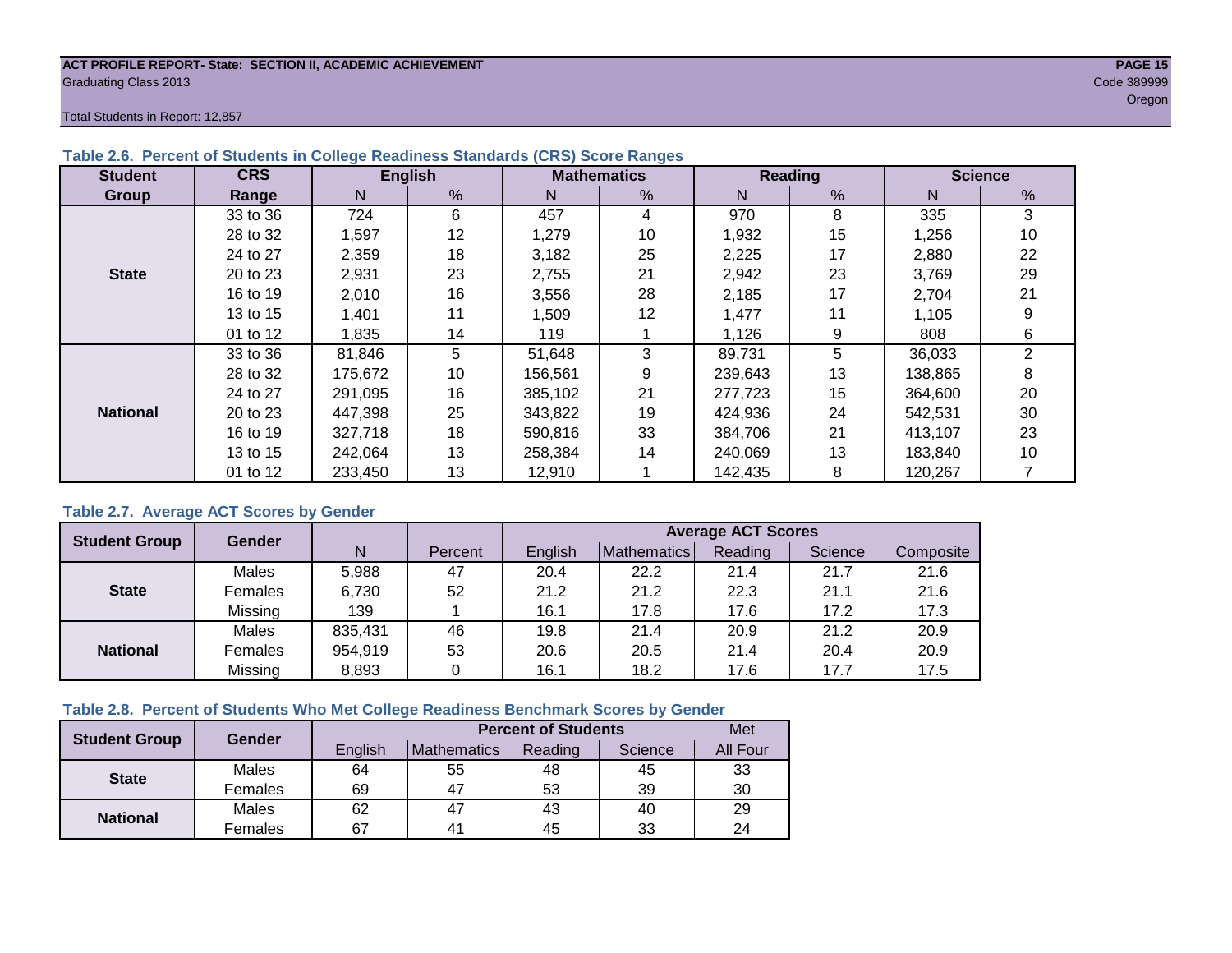ACT PROFILE REPORT- State: SECTION II, ACADEMIC ACHIEVEMENT
Graduating Class 2013
Code 389999
Oregon

Total Students in Report: 12,857

### Table 2.6. Percent of Students in College Readiness Standards (CRS) Score Ranges

| Student Group | CRS Range | English | | Mathematics | | Reading | | Science | |
|---|---|---|---|---|---|---|---|---|---|
| | | N | % | N | % | N | % | N | % |
| State | 33 to 36 | 724 | 6 | 457 | 4 | 970 | 8 | 335 | 3 |
| | 28 to 32 | 1,597 | 12 | 1,279 | 10 | 1,932 | 15 | 1,256 | 10 |
| | 24 to 27 | 2,359 | 18 | 3,182 | 25 | 2,225 | 17 | 2,880 | 22 |
| | 20 to 23 | 2,931 | 23 | 2,755 | 21 | 2,942 | 23 | 3,769 | 29 |
| | 16 to 19 | 2,010 | 16 | 3,556 | 28 | 2,185 | 17 | 2,704 | 21 |
| | 13 to 15 | 1,401 | 11 | 1,509 | 12 | 1,477 | 11 | 1,105 | 9 |
| | 01 to 12 | 1,835 | 14 | 119 | 1 | 1,126 | 9 | 808 | 6 |
| National | 33 to 36 | 81,846 | 5 | 51,648 | 3 | 89,731 | 5 | 36,033 | 2 |
| | 28 to 32 | 175,672 | 10 | 156,561 | 9 | 239,643 | 13 | 138,865 | 8 |
| | 24 to 27 | 291,095 | 16 | 385,102 | 21 | 277,723 | 15 | 364,600 | 20 |
| | 20 to 23 | 447,398 | 25 | 343,822 | 19 | 424,936 | 24 | 542,531 | 30 |
| | 16 to 19 | 327,718 | 18 | 590,816 | 33 | 384,706 | 21 | 413,107 | 23 |
| | 13 to 15 | 242,064 | 13 | 258,384 | 14 | 240,069 | 13 | 183,840 | 10 |
| | 01 to 12 | 233,450 | 13 | 12,910 | 1 | 142,435 | 8 | 120,267 | 7 |

### Table 2.7. Average ACT Scores by Gender

| Student Group | Gender | N | Percent | Average ACT Scores | | | | |
|---|---|---|---|---|---|---|---|---|
| | | | | English | Mathematics | Reading | Science | Composite |
| State | Males | 5,988 | 47 | 20.4 | 22.2 | 21.4 | 21.7 | 21.6 |
| | Females | 6,730 | 52 | 21.2 | 21.2 | 22.3 | 21.1 | 21.6 |
| | Missing | 139 | 1 | 16.1 | 17.8 | 17.6 | 17.2 | 17.3 |
| National | Males | 835,431 | 46 | 19.8 | 21.4 | 20.9 | 21.2 | 20.9 |
| | Females | 954,919 | 53 | 20.6 | 20.5 | 21.4 | 20.4 | 20.9 |
| | Missing | 8,893 | 0 | 16.1 | 18.2 | 17.6 | 17.7 | 17.5 |

### Table 2.8. Percent of Students Who Met College Readiness Benchmark Scores by Gender

| Student Group | Gender | Percent of Students | | | | Met |
|---|---|---|---|---|---|---|
| | | English | Mathematics | Reading | Science | All Four |
| State | Males | 64 | 55 | 48 | 45 | 33 |
| | Females | 69 | 47 | 53 | 39 | 30 |
| National | Males | 62 | 47 | 43 | 40 | 29 |
| | Females | 67 | 41 | 45 | 33 | 24 |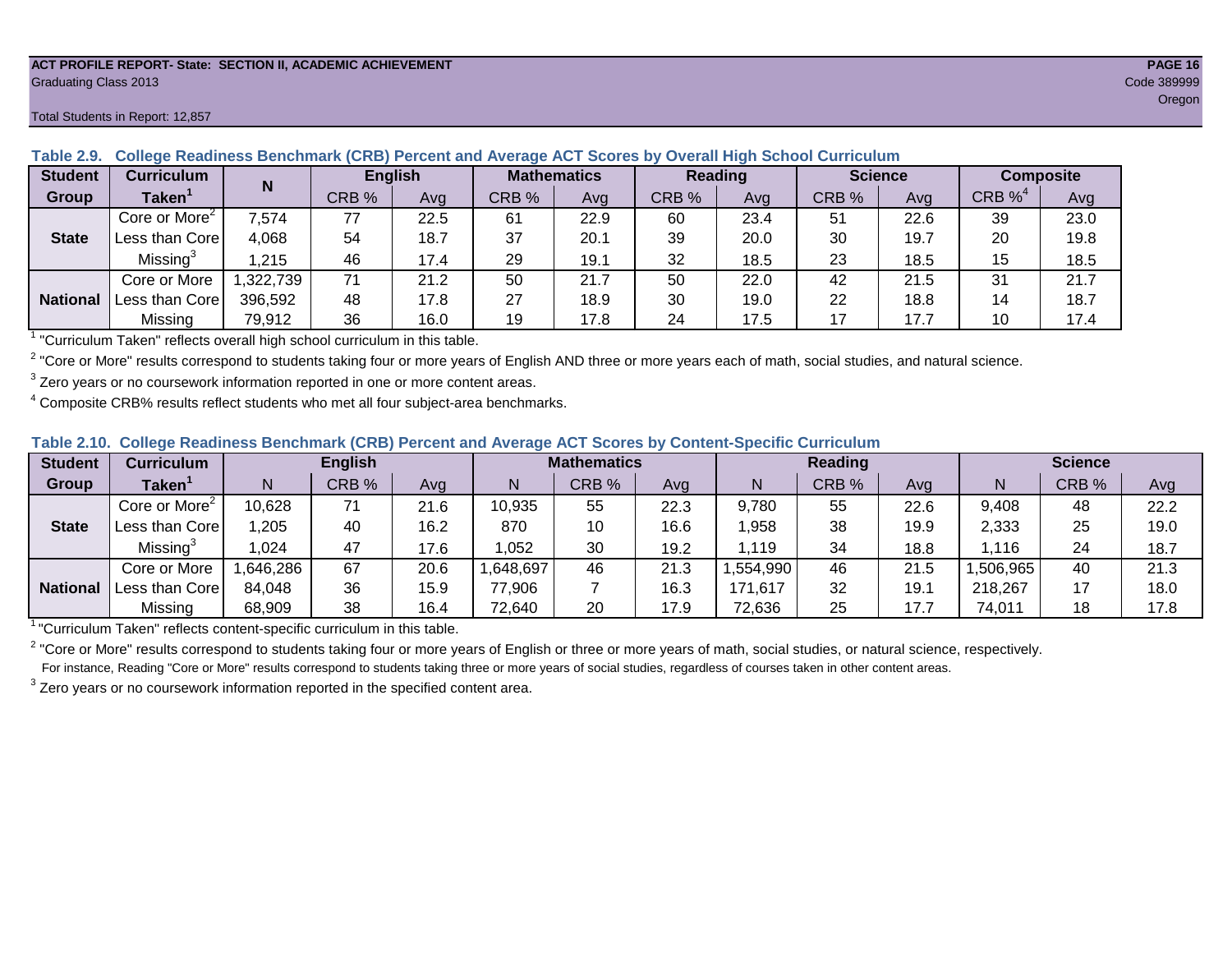ACT PROFILE REPORT- State: SECTION II, ACADEMIC ACHIEVEMENT

Graduating Class 2013

Code 389999

Oregon

Total Students in Report: 12,857

**Table 2.9. College Readiness Benchmark (CRB) Percent and Average ACT Scores by Overall High School Curriculum**

| Student Group | Curriculum Taken[1] | N | English | | Mathematics | | Reading | | Science | | Composite | |
|---|---|---|---|---|---|---|---|---|---|---|---|---|
| | | | CRB % | Avg | CRB % | Avg | CRB % | Avg | CRB % | Avg | CRB %[4] | Avg |
| State | Core or More[2] | 7,574 | 77 | 22.5 | 61 | 22.9 | 60 | 23.4 | 51 | 22.6 | 39 | 23.0 |
| | Less than Core | 4,068 | 54 | 18.7 | 37 | 20.1 | 39 | 20.0 | 30 | 19.7 | 20 | 19.8 |
| | Missing[3] | 1,215 | 46 | 17.4 | 29 | 19.1 | 32 | 18.5 | 23 | 18.5 | 15 | 18.5 |
| National | Core or More | 1,322,739 | 71 | 21.2 | 50 | 21.7 | 50 | 22.0 | 42 | 21.5 | 31 | 21.7 |
| | Less than Core | 396,592 | 48 | 17.8 | 27 | 18.9 | 30 | 19.0 | 22 | 18.8 | 14 | 18.7 |
| | Missing | 79,912 | 36 | 16.0 | 19 | 17.8 | 24 | 17.5 | 17 | 17.7 | 10 | 17.4 |

[1] "Curriculum Taken" reflects overall high school curriculum in this table.

[2] "Core or More" results correspond to students taking four or more years of English AND three or more years each of math, social studies, and natural science.

[3] Zero years or no coursework information reported in one or more content areas.

[4] Composite CRB% results reflect students who met all four subject-area benchmarks.

**Table 2.10. College Readiness Benchmark (CRB) Percent and Average ACT Scores by Content-Specific Curriculum**

| Student Group | Curriculum Taken[1] | English | | | Mathematics | | | Reading | | | Science | | |
|---|---|---|---|---|---|---|---|---|---|---|---|---|---|
| | | N | CRB % | Avg | N | CRB % | Avg | N | CRB % | Avg | N | CRB % | Avg |
| State | Core or More[2] | 10,628 | 71 | 21.6 | 10,935 | 55 | 22.3 | 9,780 | 55 | 22.6 | 9,408 | 48 | 22.2 |
| | Less than Core | 1,205 | 40 | 16.2 | 870 | 10 | 16.6 | 1,958 | 38 | 19.9 | 2,333 | 25 | 19.0 |
| | Missing[3] | 1,024 | 47 | 17.6 | 1,052 | 30 | 19.2 | 1,119 | 34 | 18.8 | 1,116 | 24 | 18.7 |
| National | Core or More | 1,646,286 | 67 | 20.6 | 1,648,697 | 46 | 21.3 | 1,554,990 | 46 | 21.5 | 1,506,965 | 40 | 21.3 |
| | Less than Core | 84,048 | 36 | 15.9 | 77,906 | 7 | 16.3 | 171,617 | 32 | 19.1 | 218,267 | 17 | 18.0 |
| | Missing | 68,909 | 38 | 16.4 | 72,640 | 20 | 17.9 | 72,636 | 25 | 17.7 | 74,011 | 18 | 17.8 |

[1] "Curriculum Taken" reflects content-specific curriculum in this table.

[2] "Core or More" results correspond to students taking four or more years of English or three or more years of math, social studies, or natural science, respectively.
For instance, Reading "Core or More" results correspond to students taking three or more years of social studies, regardless of courses taken in other content areas.

[3] Zero years or no coursework information reported in the specified content area.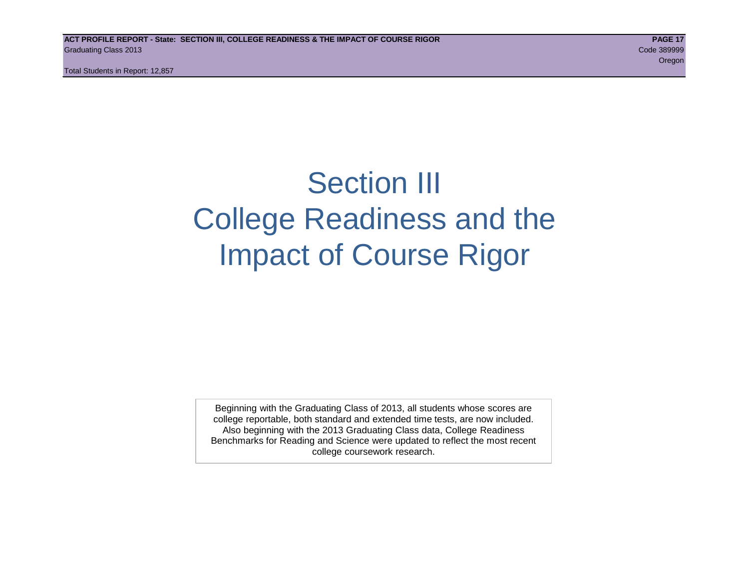# Section III
# College Readiness and the Impact of Course Rigor

Beginning with the Graduating Class of 2013, all students whose scores are college reportable, both standard and extended time tests, are now included. Also beginning with the 2013 Graduating Class data, College Readiness Benchmarks for Reading and Science were updated to reflect the most recent college coursework research.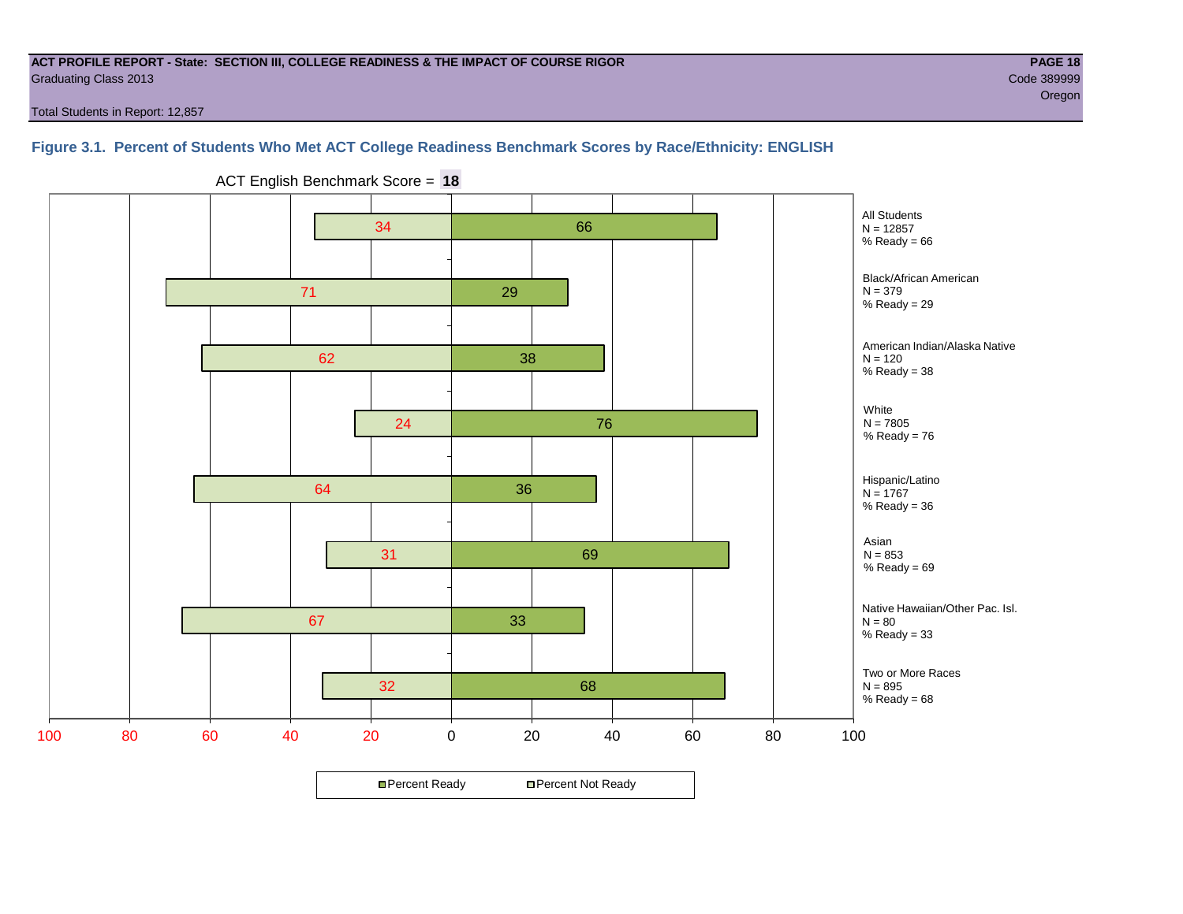**ACT PROFILE REPORT - State: SECTION III, COLLEGE READINESS & THE IMPACT OF COURSE RIGOR**
Graduating Class 2013

Code 389999
Oregon

Total Students in Report: 12,857

### Figure 3.1. Percent of Students Who Met ACT College Readiness Benchmark Scores by Race/Ethnicity: ENGLISH

ACT English Benchmark Score = **18**

| Group | N | Percent Not Ready | Percent Ready | % Ready |
|---|---|---|---|---|
| All Students | 12857 | 34 | 66 | 66 |
| Black/African American | 379 | 71 | 29 | 29 |
| American Indian/Alaska Native | 120 | 62 | 38 | 38 |
| White | 7805 | 24 | 76 | 76 |
| Hispanic/Latino | 1767 | 64 | 36 | 36 |
| Asian | 853 | 31 | 69 | 69 |
| Native Hawaiian/Other Pac. Isl. | 80 | 67 | 33 | 33 |
| Two or More Races | 895 | 32 | 68 | 68 |

Percent Ready / Percent Not Ready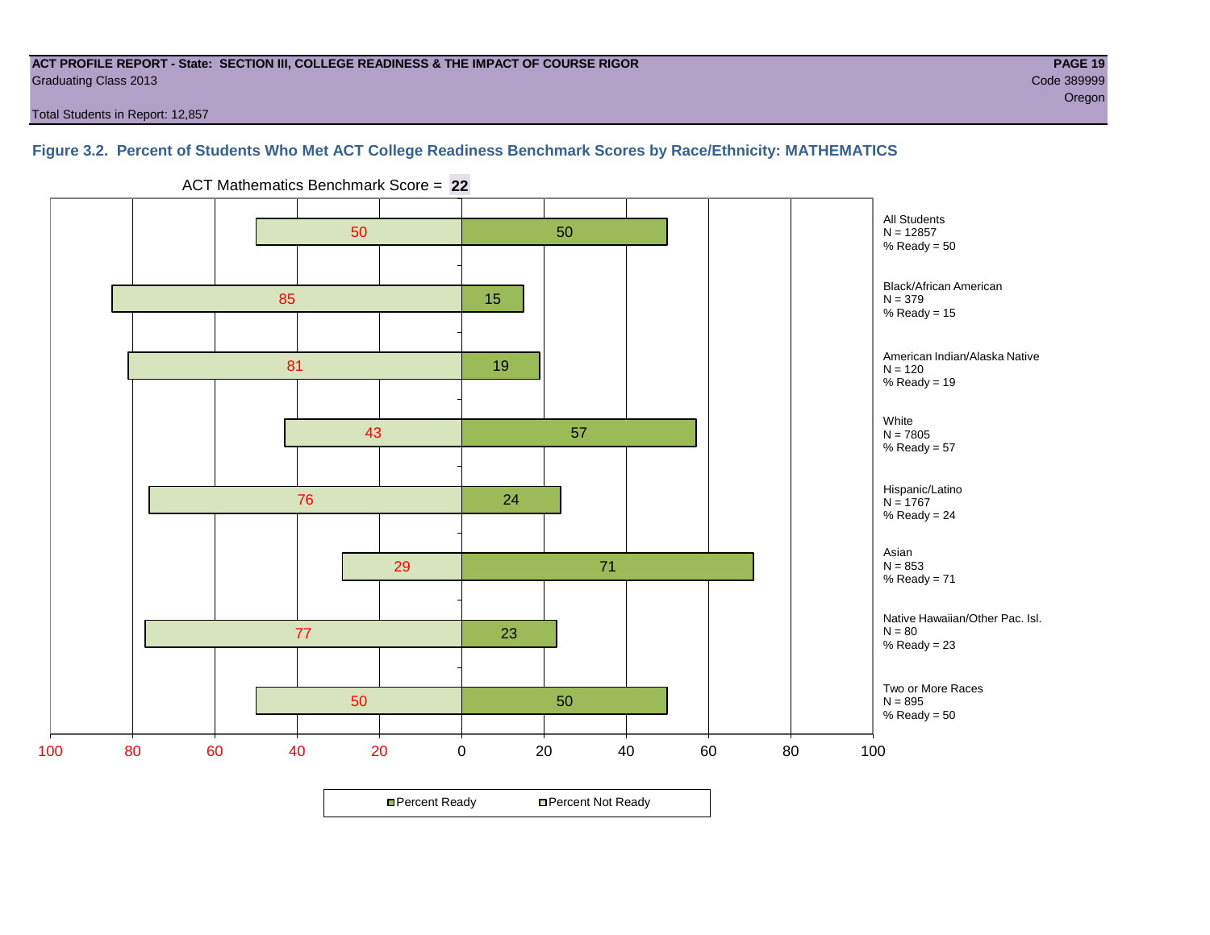**ACT PROFILE REPORT - State: SECTION III, COLLEGE READINESS & THE IMPACT OF COURSE RIGOR**
Graduating Class 2013
Code 389999
Oregon

Total Students in Report: 12,857

### Figure 3.2. Percent of Students Who Met ACT College Readiness Benchmark Scores by Race/Ethnicity: MATHEMATICS

ACT Mathematics Benchmark Score = **22**

| Group | N | Percent Not Ready | Percent Ready |
|---|---|---|---|
| All Students | 12857 | 50 | 50 |
| Black/African American | 379 | 85 | 15 |
| American Indian/Alaska Native | 120 | 81 | 19 |
| White | 7805 | 43 | 57 |
| Hispanic/Latino | 1767 | 76 | 24 |
| Asian | 853 | 29 | 71 |
| Native Hawaiian/Other Pac. Isl. | 80 | 77 | 23 |
| Two or More Races | 895 | 50 | 50 |

Percent Ready | Percent Not Ready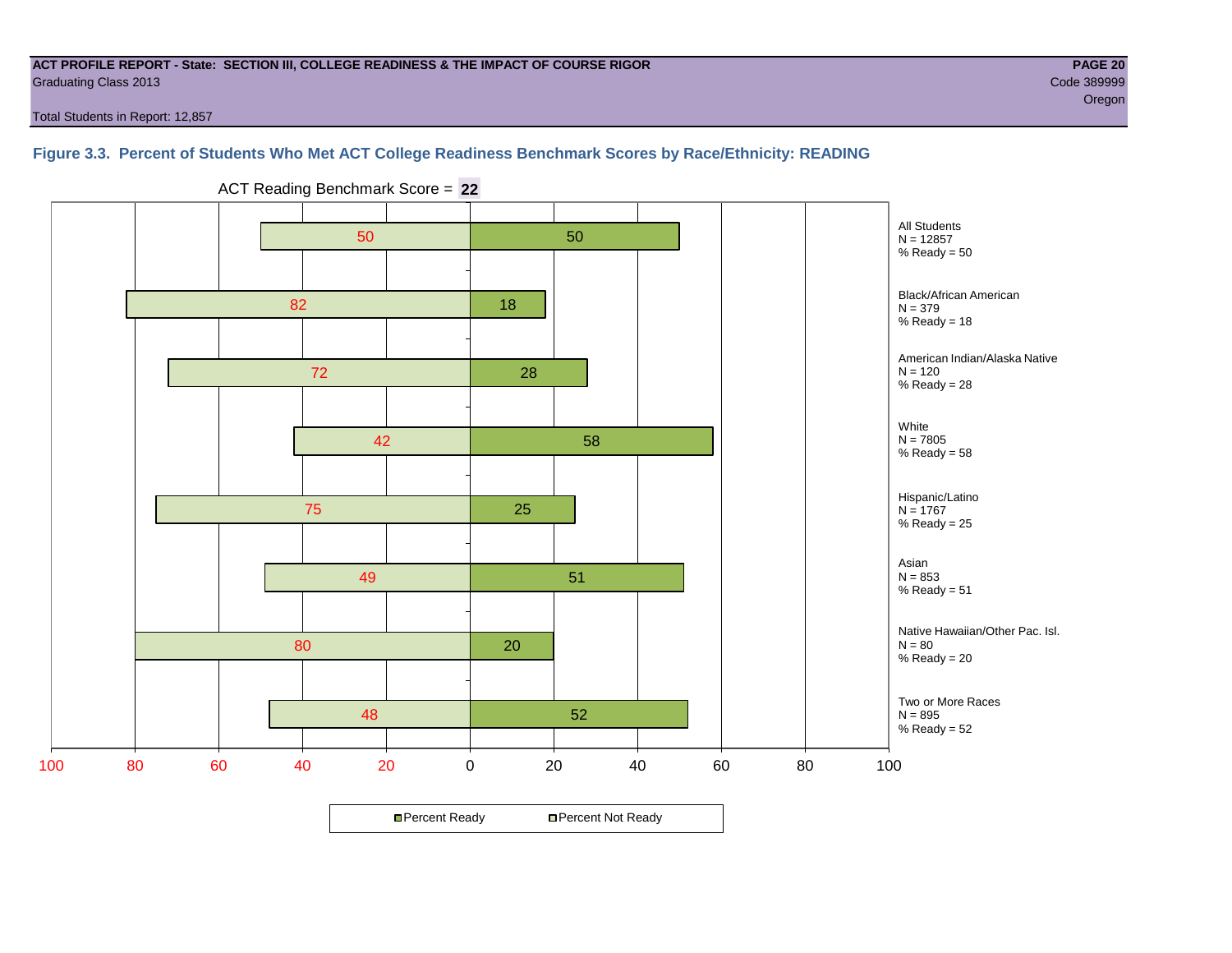**ACT PROFILE REPORT - State: SECTION III, COLLEGE READINESS & THE IMPACT OF COURSE RIGOR**
Graduating Class 2013
Total Students in Report: 12,857

**PAGE 20**
Code 389999
Oregon

### Figure 3.3. Percent of Students Who Met ACT College Readiness Benchmark Scores by Race/Ethnicity: READING

ACT Reading Benchmark Score = **22**

| Group | N | Percent Not Ready | Percent Ready |
|---|---|---|---|
| All Students | 12857 | 50 | 50 |
| Black/African American | 379 | 82 | 18 |
| American Indian/Alaska Native | 120 | 72 | 28 |
| White | 7805 | 42 | 58 |
| Hispanic/Latino | 1767 | 75 | 25 |
| Asian | 853 | 49 | 51 |
| Native Hawaiian/Other Pac. Isl. | 80 | 80 | 20 |
| Two or More Races | 895 | 48 | 52 |

Percent Ready | Percent Not Ready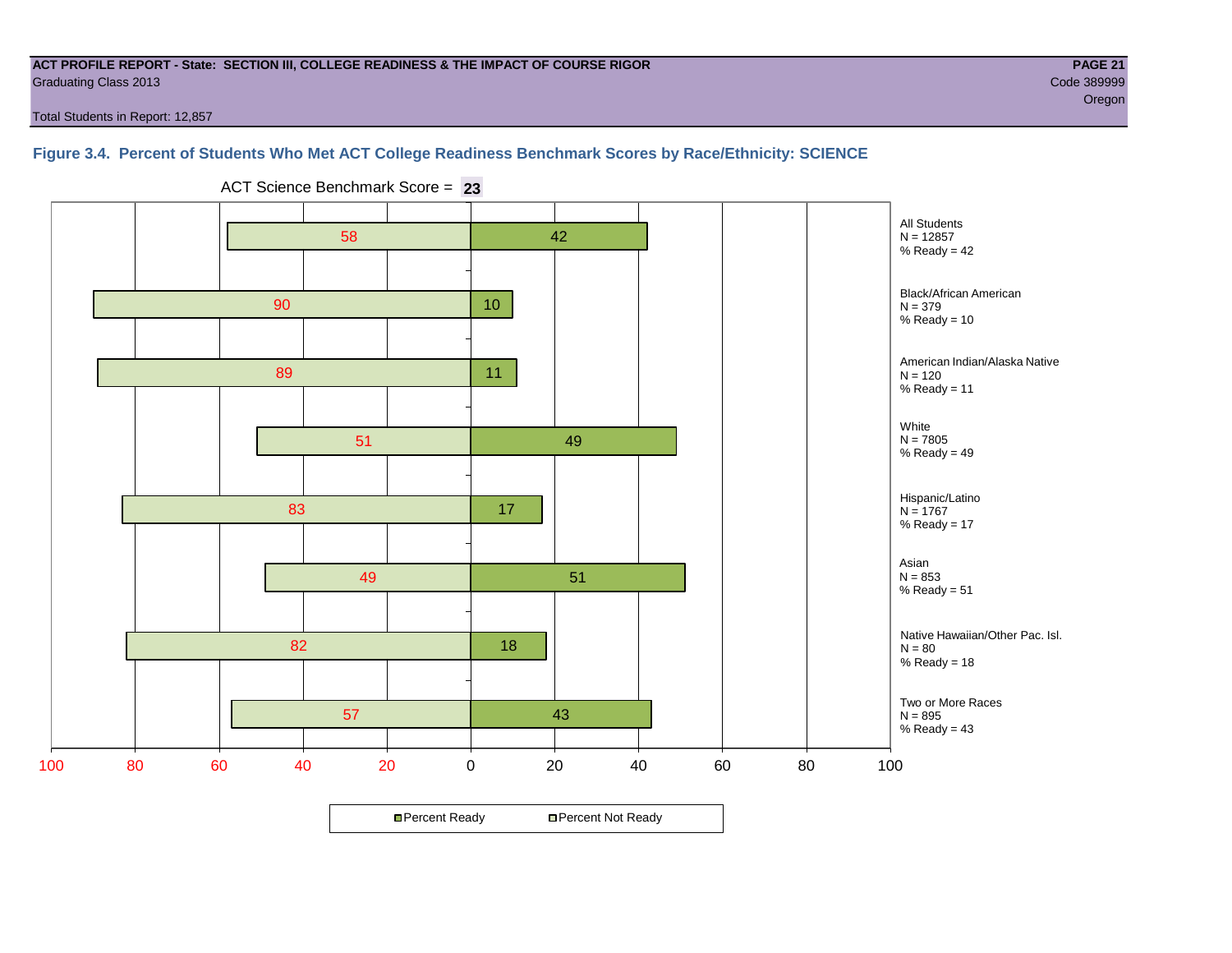**ACT PROFILE REPORT - State: SECTION III, COLLEGE READINESS & THE IMPACT OF COURSE RIGOR**
Graduating Class 2013

Code 389999
Oregon

Total Students in Report: 12,857

### Figure 3.4. Percent of Students Who Met ACT College Readiness Benchmark Scores by Race/Ethnicity: SCIENCE

ACT Science Benchmark Score = **23**

| Group | N | Percent Not Ready | Percent Ready |
|---|---|---|---|
| All Students | 12857 | 58 | 42 |
| Black/African American | 379 | 90 | 10 |
| American Indian/Alaska Native | 120 | 89 | 11 |
| White | 7805 | 51 | 49 |
| Hispanic/Latino | 1767 | 83 | 17 |
| Asian | 853 | 49 | 51 |
| Native Hawaiian/Other Pac. Isl. | 80 | 82 | 18 |
| Two or More Races | 895 | 57 | 43 |

Percent Ready / Percent Not Ready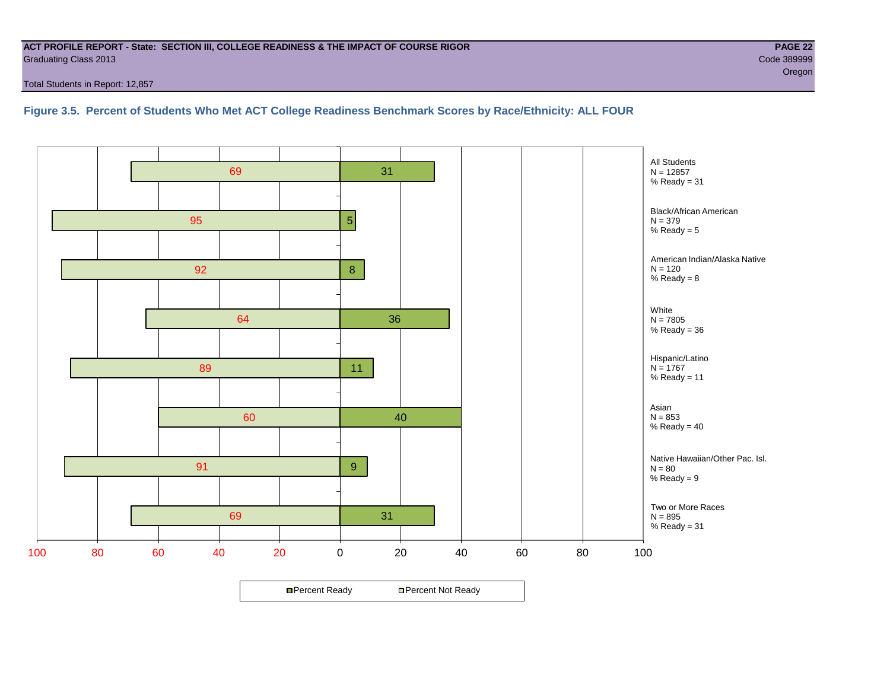**ACT PROFILE REPORT - State: SECTION III, COLLEGE READINESS & THE IMPACT OF COURSE RIGOR**
Graduating Class 2013

Code 389999
Oregon

Total Students in Report: 12,857

### Figure 3.5. Percent of Students Who Met ACT College Readiness Benchmark Scores by Race/Ethnicity: ALL FOUR

| Group | N | Percent Not Ready | Percent Ready |
|---|---|---|---|
| All Students | 12857 | 69 | 31 |
| Black/African American | 379 | 95 | 5 |
| American Indian/Alaska Native | 120 | 92 | 8 |
| White | 7805 | 64 | 36 |
| Hispanic/Latino | 1767 | 89 | 11 |
| Asian | 853 | 60 | 40 |
| Native Hawaiian/Other Pac. Isl. | 80 | 91 | 9 |
| Two or More Races | 895 | 69 | 31 |

Legend: Percent Ready; Percent Not Ready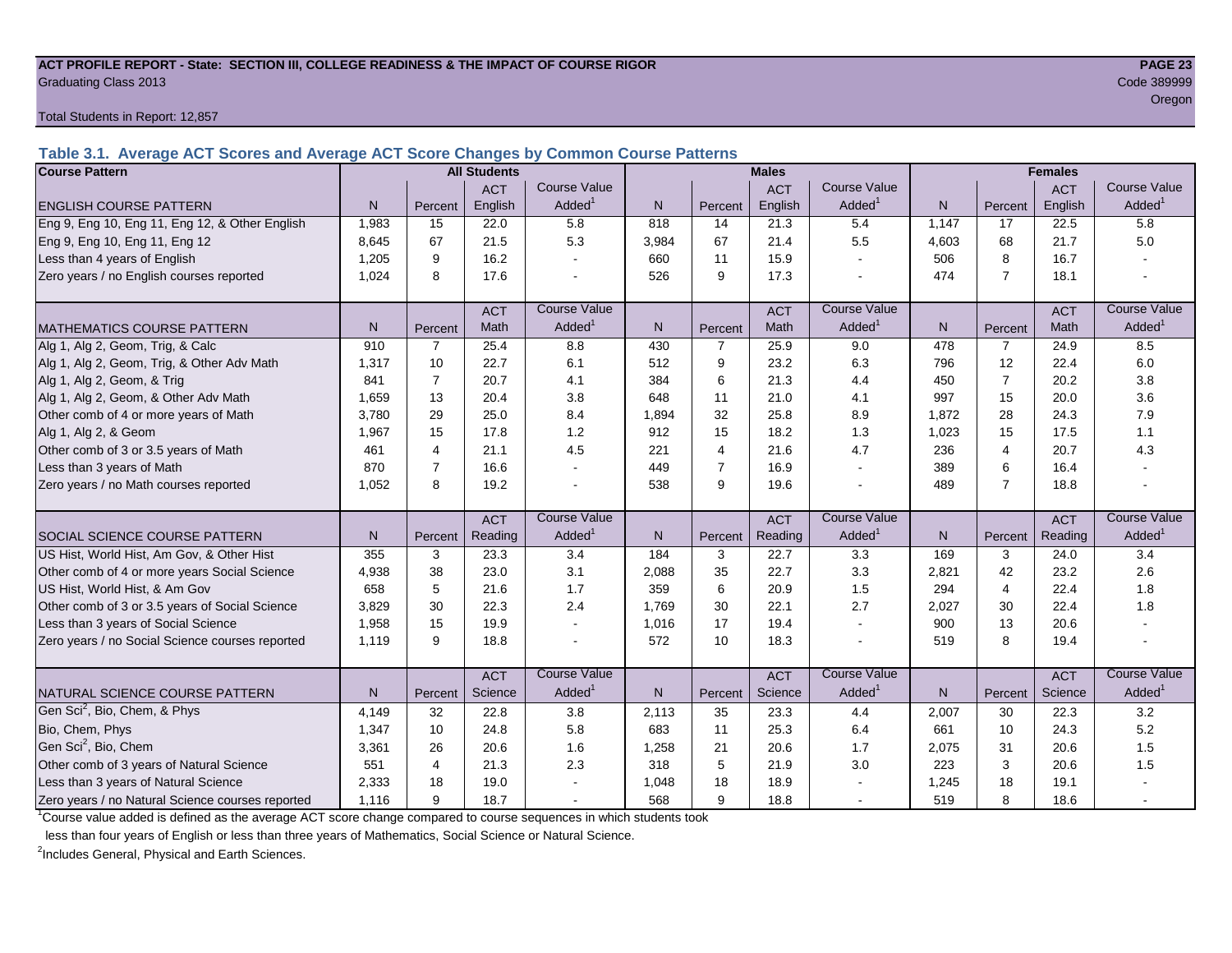**ACT PROFILE REPORT - State: SECTION III, COLLEGE READINESS & THE IMPACT OF COURSE RIGOR**
Graduating Class 2013

Code 389999
Oregon

Total Students in Report: 12,857

## Table 3.1. Average ACT Scores and Average ACT Score Changes by Common Course Patterns

| Course Pattern | All Students | | | | Males | | | | Females | | | |
|---|---|---|---|---|---|---|---|---|---|---|---|---|
| ENGLISH COURSE PATTERN | N | Percent | ACT English | Course Value Added[1] | N | Percent | ACT English | Course Value Added[1] | N | Percent | ACT English | Course Value Added[1] |
| Eng 9, Eng 10, Eng 11, Eng 12, & Other English | 1,983 | 15 | 22.0 | 5.8 | 818 | 14 | 21.3 | 5.4 | 1,147 | 17 | 22.5 | 5.8 |
| Eng 9, Eng 10, Eng 11, Eng 12 | 8,645 | 67 | 21.5 | 5.3 | 3,984 | 67 | 21.4 | 5.5 | 4,603 | 68 | 21.7 | 5.0 |
| Less than 4 years of English | 1,205 | 9 | 16.2 | - | 660 | 11 | 15.9 | - | 506 | 8 | 16.7 | - |
| Zero years / no English courses reported | 1,024 | 8 | 17.6 | - | 526 | 9 | 17.3 | - | 474 | 7 | 18.1 | - |
| MATHEMATICS COURSE PATTERN | N | Percent | ACT Math | Course Value Added[1] | N | Percent | ACT Math | Course Value Added[1] | N | Percent | ACT Math | Course Value Added[1] |
| Alg 1, Alg 2, Geom, Trig, & Calc | 910 | 7 | 25.4 | 8.8 | 430 | 7 | 25.9 | 9.0 | 478 | 7 | 24.9 | 8.5 |
| Alg 1, Alg 2, Geom, Trig, & Other Adv Math | 1,317 | 10 | 22.7 | 6.1 | 512 | 9 | 23.2 | 6.3 | 796 | 12 | 22.4 | 6.0 |
| Alg 1, Alg 2, Geom, & Trig | 841 | 7 | 20.7 | 4.1 | 384 | 6 | 21.3 | 4.4 | 450 | 7 | 20.2 | 3.8 |
| Alg 1, Alg 2, Geom, & Other Adv Math | 1,659 | 13 | 20.4 | 3.8 | 648 | 11 | 21.0 | 4.1 | 997 | 15 | 20.0 | 3.6 |
| Other comb of 4 or more years of Math | 3,780 | 29 | 25.0 | 8.4 | 1,894 | 32 | 25.8 | 8.9 | 1,872 | 28 | 24.3 | 7.9 |
| Alg 1, Alg 2, & Geom | 1,967 | 15 | 17.8 | 1.2 | 912 | 15 | 18.2 | 1.3 | 1,023 | 15 | 17.5 | 1.1 |
| Other comb of 3 or 3.5 years of Math | 461 | 4 | 21.1 | 4.5 | 221 | 4 | 21.6 | 4.7 | 236 | 4 | 20.7 | 4.3 |
| Less than 3 years of Math | 870 | 7 | 16.6 | - | 449 | 7 | 16.9 | - | 389 | 6 | 16.4 | - |
| Zero years / no Math courses reported | 1,052 | 8 | 19.2 | - | 538 | 9 | 19.6 | - | 489 | 7 | 18.8 | - |
| SOCIAL SCIENCE COURSE PATTERN | N | Percent | ACT Reading | Course Value Added[1] | N | Percent | ACT Reading | Course Value Added[1] | N | Percent | ACT Reading | Course Value Added[1] |
| US Hist, World Hist, Am Gov, & Other Hist | 355 | 3 | 23.3 | 3.4 | 184 | 3 | 22.7 | 3.3 | 169 | 3 | 24.0 | 3.4 |
| Other comb of 4 or more years Social Science | 4,938 | 38 | 23.0 | 3.1 | 2,088 | 35 | 22.7 | 3.3 | 2,821 | 42 | 23.2 | 2.6 |
| US Hist, World Hist, & Am Gov | 658 | 5 | 21.6 | 1.7 | 359 | 6 | 20.9 | 1.5 | 294 | 4 | 22.4 | 1.8 |
| Other comb of 3 or 3.5 years of Social Science | 3,829 | 30 | 22.3 | 2.4 | 1,769 | 30 | 22.1 | 2.7 | 2,027 | 30 | 22.4 | 1.8 |
| Less than 3 years of Social Science | 1,958 | 15 | 19.9 | - | 1,016 | 17 | 19.4 | - | 900 | 13 | 20.6 | - |
| Zero years / no Social Science courses reported | 1,119 | 9 | 18.8 | - | 572 | 10 | 18.3 | - | 519 | 8 | 19.4 | - |
| NATURAL SCIENCE COURSE PATTERN | N | Percent | ACT Science | Course Value Added[1] | N | Percent | ACT Science | Course Value Added[1] | N | Percent | ACT Science | Course Value Added[1] |
| Gen Sci[2], Bio, Chem, & Phys | 4,149 | 32 | 22.8 | 3.8 | 2,113 | 35 | 23.3 | 4.4 | 2,007 | 30 | 22.3 | 3.2 |
| Bio, Chem, Phys | 1,347 | 10 | 24.8 | 5.8 | 683 | 11 | 25.3 | 6.4 | 661 | 10 | 24.3 | 5.2 |
| Gen Sci[2], Bio, Chem | 3,361 | 26 | 20.6 | 1.6 | 1,258 | 21 | 20.6 | 1.7 | 2,075 | 31 | 20.6 | 1.5 |
| Other comb of 3 years of Natural Science | 551 | 4 | 21.3 | 2.3 | 318 | 5 | 21.9 | 3.0 | 223 | 3 | 20.6 | 1.5 |
| Less than 3 years of Natural Science | 2,333 | 18 | 19.0 | - | 1,048 | 18 | 18.9 | - | 1,245 | 18 | 19.1 | - |
| Zero years / no Natural Science courses reported | 1,116 | 9 | 18.7 | - | 568 | 9 | 18.8 | - | 519 | 8 | 18.6 | - |

[1]Course value added is defined as the average ACT score change compared to course sequences in which students took less than four years of English or less than three years of Mathematics, Social Science or Natural Science.

[2]Includes General, Physical and Earth Sciences.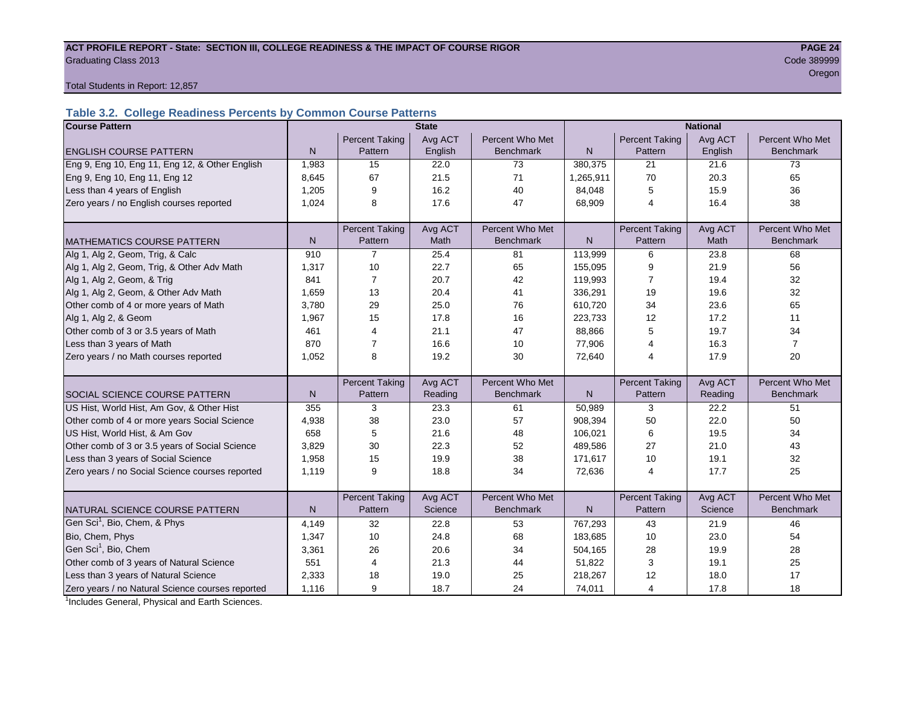**ACT PROFILE REPORT - State: SECTION III, COLLEGE READINESS & THE IMPACT OF COURSE RIGOR**
Graduating Class 2013
Code 389999
Oregon

Total Students in Report: 12,857

### Table 3.2. College Readiness Percents by Common Course Patterns

| Course Pattern | State | | | | National | | | |
|---|---|---|---|---|---|---|---|---|
| ENGLISH COURSE PATTERN | N | Percent Taking Pattern | Avg ACT English | Percent Who Met Benchmark | N | Percent Taking Pattern | Avg ACT English | Percent Who Met Benchmark |
| Eng 9, Eng 10, Eng 11, Eng 12, & Other English | 1,983 | 15 | 22.0 | 73 | 380,375 | 21 | 21.6 | 73 |
| Eng 9, Eng 10, Eng 11, Eng 12 | 8,645 | 67 | 21.5 | 71 | 1,265,911 | 70 | 20.3 | 65 |
| Less than 4 years of English | 1,205 | 9 | 16.2 | 40 | 84,048 | 5 | 15.9 | 36 |
| Zero years / no English courses reported | 1,024 | 8 | 17.6 | 47 | 68,909 | 4 | 16.4 | 38 |
| MATHEMATICS COURSE PATTERN | N | Percent Taking Pattern | Avg ACT Math | Percent Who Met Benchmark | N | Percent Taking Pattern | Avg ACT Math | Percent Who Met Benchmark |
| Alg 1, Alg 2, Geom, Trig, & Calc | 910 | 7 | 25.4 | 81 | 113,999 | 6 | 23.8 | 68 |
| Alg 1, Alg 2, Geom, Trig, & Other Adv Math | 1,317 | 10 | 22.7 | 65 | 155,095 | 9 | 21.9 | 56 |
| Alg 1, Alg 2, Geom, & Trig | 841 | 7 | 20.7 | 42 | 119,993 | 7 | 19.4 | 32 |
| Alg 1, Alg 2, Geom, & Other Adv Math | 1,659 | 13 | 20.4 | 41 | 336,291 | 19 | 19.6 | 32 |
| Other comb of 4 or more years of Math | 3,780 | 29 | 25.0 | 76 | 610,720 | 34 | 23.6 | 65 |
| Alg 1, Alg 2, & Geom | 1,967 | 15 | 17.8 | 16 | 223,733 | 12 | 17.2 | 11 |
| Other comb of 3 or 3.5 years of Math | 461 | 4 | 21.1 | 47 | 88,866 | 5 | 19.7 | 34 |
| Less than 3 years of Math | 870 | 7 | 16.6 | 10 | 77,906 | 4 | 16.3 | 7 |
| Zero years / no Math courses reported | 1,052 | 8 | 19.2 | 30 | 72,640 | 4 | 17.9 | 20 |
| SOCIAL SCIENCE COURSE PATTERN | N | Percent Taking Pattern | Avg ACT Reading | Percent Who Met Benchmark | N | Percent Taking Pattern | Avg ACT Reading | Percent Who Met Benchmark |
| US Hist, World Hist, Am Gov, & Other Hist | 355 | 3 | 23.3 | 61 | 50,989 | 3 | 22.2 | 51 |
| Other comb of 4 or more years Social Science | 4,938 | 38 | 23.0 | 57 | 908,394 | 50 | 22.0 | 50 |
| US Hist, World Hist, & Am Gov | 658 | 5 | 21.6 | 48 | 106,021 | 6 | 19.5 | 34 |
| Other comb of 3 or 3.5 years of Social Science | 3,829 | 30 | 22.3 | 52 | 489,586 | 27 | 21.0 | 43 |
| Less than 3 years of Social Science | 1,958 | 15 | 19.9 | 38 | 171,617 | 10 | 19.1 | 32 |
| Zero years / no Social Science courses reported | 1,119 | 9 | 18.8 | 34 | 72,636 | 4 | 17.7 | 25 |
| NATURAL SCIENCE COURSE PATTERN | N | Percent Taking Pattern | Avg ACT Science | Percent Who Met Benchmark | N | Percent Taking Pattern | Avg ACT Science | Percent Who Met Benchmark |
| Gen Sci[1], Bio, Chem, & Phys | 4,149 | 32 | 22.8 | 53 | 767,293 | 43 | 21.9 | 46 |
| Bio, Chem, Phys | 1,347 | 10 | 24.8 | 68 | 183,685 | 10 | 23.0 | 54 |
| Gen Sci[1], Bio, Chem | 3,361 | 26 | 20.6 | 34 | 504,165 | 28 | 19.9 | 28 |
| Other comb of 3 years of Natural Science | 551 | 4 | 21.3 | 44 | 51,822 | 3 | 19.1 | 25 |
| Less than 3 years of Natural Science | 2,333 | 18 | 19.0 | 25 | 218,267 | 12 | 18.0 | 17 |
| Zero years / no Natural Science courses reported | 1,116 | 9 | 18.7 | 24 | 74,011 | 4 | 17.8 | 18 |

[1]Includes General, Physical and Earth Sciences.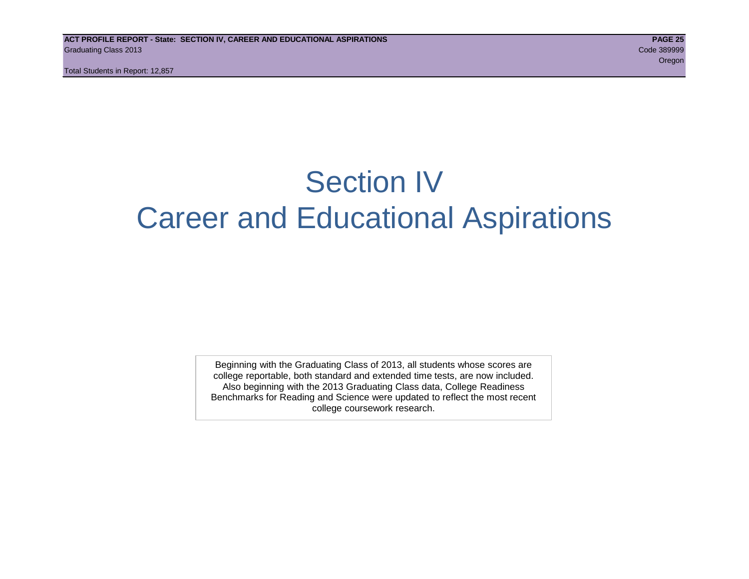# Section IV
# Career and Educational Aspirations

Beginning with the Graduating Class of 2013, all students whose scores are college reportable, both standard and extended time tests, are now included. Also beginning with the 2013 Graduating Class data, College Readiness Benchmarks for Reading and Science were updated to reflect the most recent college coursework research.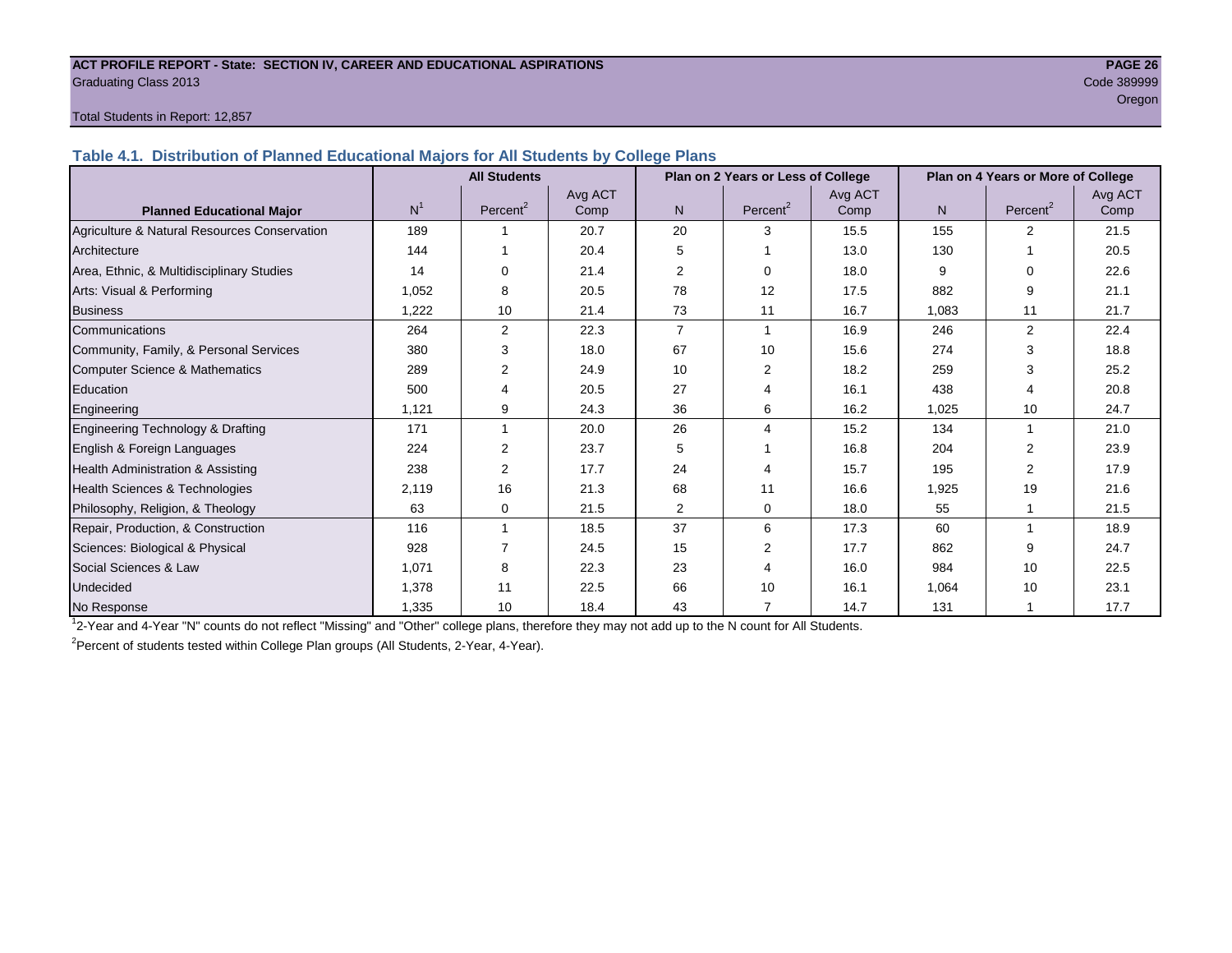**ACT PROFILE REPORT - State: SECTION IV, CAREER AND EDUCATIONAL ASPIRATIONS**
Graduating Class 2013
Code 389999
Oregon

Total Students in Report: 12,857

### Table 4.1. Distribution of Planned Educational Majors for All Students by College Plans

| Planned Educational Major | All Students | | | Plan on 2 Years or Less of College | | | Plan on 4 Years or More of College | | |
|---|---|---|---|---|---|---|---|---|---|
| | N[1] | Percent[2] | Avg ACT Comp | N | Percent[2] | Avg ACT Comp | N | Percent[2] | Avg ACT Comp |
| Agriculture & Natural Resources Conservation | 189 | 1 | 20.7 | 20 | 3 | 15.5 | 155 | 2 | 21.5 |
| Architecture | 144 | 1 | 20.4 | 5 | 1 | 13.0 | 130 | 1 | 20.5 |
| Area, Ethnic, & Multidisciplinary Studies | 14 | 0 | 21.4 | 2 | 0 | 18.0 | 9 | 0 | 22.6 |
| Arts: Visual & Performing | 1,052 | 8 | 20.5 | 78 | 12 | 17.5 | 882 | 9 | 21.1 |
| Business | 1,222 | 10 | 21.4 | 73 | 11 | 16.7 | 1,083 | 11 | 21.7 |
| Communications | 264 | 2 | 22.3 | 7 | 1 | 16.9 | 246 | 2 | 22.4 |
| Community, Family, & Personal Services | 380 | 3 | 18.0 | 67 | 10 | 15.6 | 274 | 3 | 18.8 |
| Computer Science & Mathematics | 289 | 2 | 24.9 | 10 | 2 | 18.2 | 259 | 3 | 25.2 |
| Education | 500 | 4 | 20.5 | 27 | 4 | 16.1 | 438 | 4 | 20.8 |
| Engineering | 1,121 | 9 | 24.3 | 36 | 6 | 16.2 | 1,025 | 10 | 24.7 |
| Engineering Technology & Drafting | 171 | 1 | 20.0 | 26 | 4 | 15.2 | 134 | 1 | 21.0 |
| English & Foreign Languages | 224 | 2 | 23.7 | 5 | 1 | 16.8 | 204 | 2 | 23.9 |
| Health Administration & Assisting | 238 | 2 | 17.7 | 24 | 4 | 15.7 | 195 | 2 | 17.9 |
| Health Sciences & Technologies | 2,119 | 16 | 21.3 | 68 | 11 | 16.6 | 1,925 | 19 | 21.6 |
| Philosophy, Religion, & Theology | 63 | 0 | 21.5 | 2 | 0 | 18.0 | 55 | 1 | 21.5 |
| Repair, Production, & Construction | 116 | 1 | 18.5 | 37 | 6 | 17.3 | 60 | 1 | 18.9 |
| Sciences: Biological & Physical | 928 | 7 | 24.5 | 15 | 2 | 17.7 | 862 | 9 | 24.7 |
| Social Sciences & Law | 1,071 | 8 | 22.3 | 23 | 4 | 16.0 | 984 | 10 | 22.5 |
| Undecided | 1,378 | 11 | 22.5 | 66 | 10 | 16.1 | 1,064 | 10 | 23.1 |
| No Response | 1,335 | 10 | 18.4 | 43 | 7 | 14.7 | 131 | 1 | 17.7 |

[1] 2-Year and 4-Year "N" counts do not reflect "Missing" and "Other" college plans, therefore they may not add up to the N count for All Students.

[2] Percent of students tested within College Plan groups (All Students, 2-Year, 4-Year).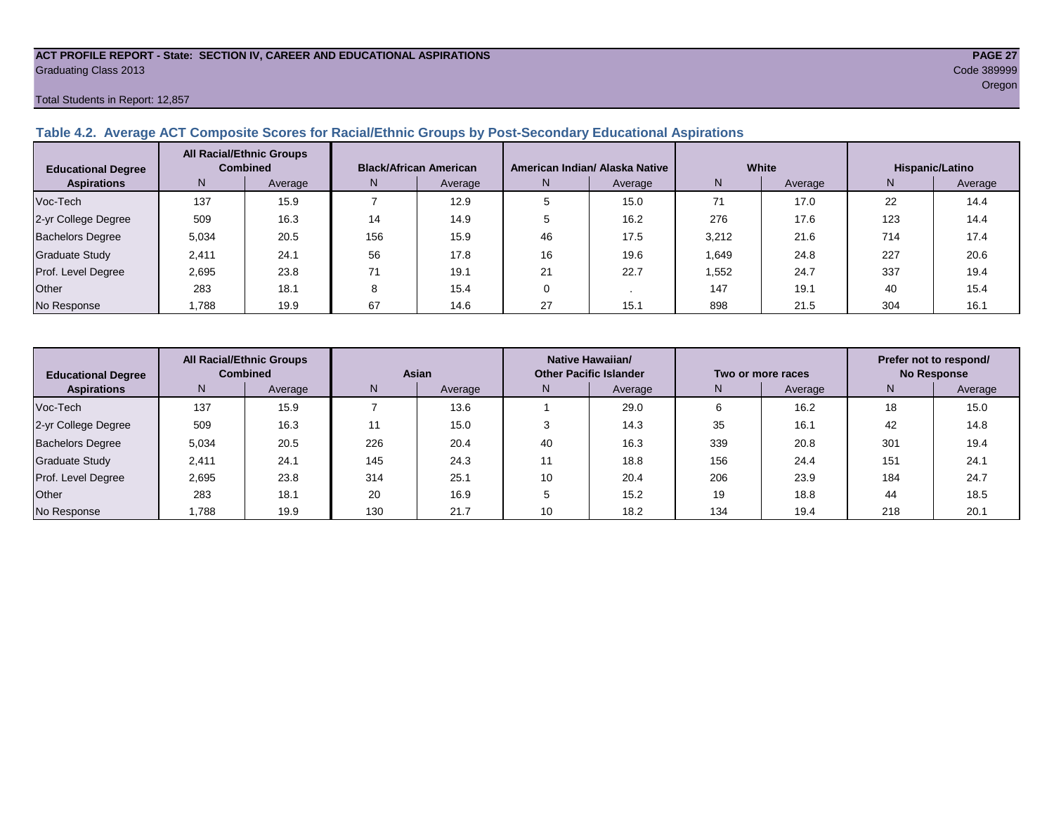**ACT PROFILE REPORT - State: SECTION IV, CAREER AND EDUCATIONAL ASPIRATIONS**
Graduating Class 2013

Code 389999
Oregon

Total Students in Report: 12,857

## Table 4.2. Average ACT Composite Scores for Racial/Ethnic Groups by Post-Secondary Educational Aspirations

| Educational Degree Aspirations | All Racial/Ethnic Groups Combined | | Black/African American | | American Indian/ Alaska Native | | White | | Hispanic/Latino | |
|---|---|---|---|---|---|---|---|---|---|---|
| | N | Average | N | Average | N | Average | N | Average | N | Average |
| Voc-Tech | 137 | 15.9 | 7 | 12.9 | 5 | 15.0 | 71 | 17.0 | 22 | 14.4 |
| 2-yr College Degree | 509 | 16.3 | 14 | 14.9 | 5 | 16.2 | 276 | 17.6 | 123 | 14.4 |
| Bachelors Degree | 5,034 | 20.5 | 156 | 15.9 | 46 | 17.5 | 3,212 | 21.6 | 714 | 17.4 |
| Graduate Study | 2,411 | 24.1 | 56 | 17.8 | 16 | 19.6 | 1,649 | 24.8 | 227 | 20.6 |
| Prof. Level Degree | 2,695 | 23.8 | 71 | 19.1 | 21 | 22.7 | 1,552 | 24.7 | 337 | 19.4 |
| Other | 283 | 18.1 | 8 | 15.4 | 0 | . | 147 | 19.1 | 40 | 15.4 |
| No Response | 1,788 | 19.9 | 67 | 14.6 | 27 | 15.1 | 898 | 21.5 | 304 | 16.1 |

| Educational Degree Aspirations | All Racial/Ethnic Groups Combined | | Asian | | Native Hawaiian/ Other Pacific Islander | | Two or more races | | Prefer not to respond/ No Response | |
|---|---|---|---|---|---|---|---|---|---|---|
| | N | Average | N | Average | N | Average | N | Average | N | Average |
| Voc-Tech | 137 | 15.9 | 7 | 13.6 | 1 | 29.0 | 6 | 16.2 | 18 | 15.0 |
| 2-yr College Degree | 509 | 16.3 | 11 | 15.0 | 3 | 14.3 | 35 | 16.1 | 42 | 14.8 |
| Bachelors Degree | 5,034 | 20.5 | 226 | 20.4 | 40 | 16.3 | 339 | 20.8 | 301 | 19.4 |
| Graduate Study | 2,411 | 24.1 | 145 | 24.3 | 11 | 18.8 | 156 | 24.4 | 151 | 24.1 |
| Prof. Level Degree | 2,695 | 23.8 | 314 | 25.1 | 10 | 20.4 | 206 | 23.9 | 184 | 24.7 |
| Other | 283 | 18.1 | 20 | 16.9 | 5 | 15.2 | 19 | 18.8 | 44 | 18.5 |
| No Response | 1,788 | 19.9 | 130 | 21.7 | 10 | 18.2 | 134 | 19.4 | 218 | 20.1 |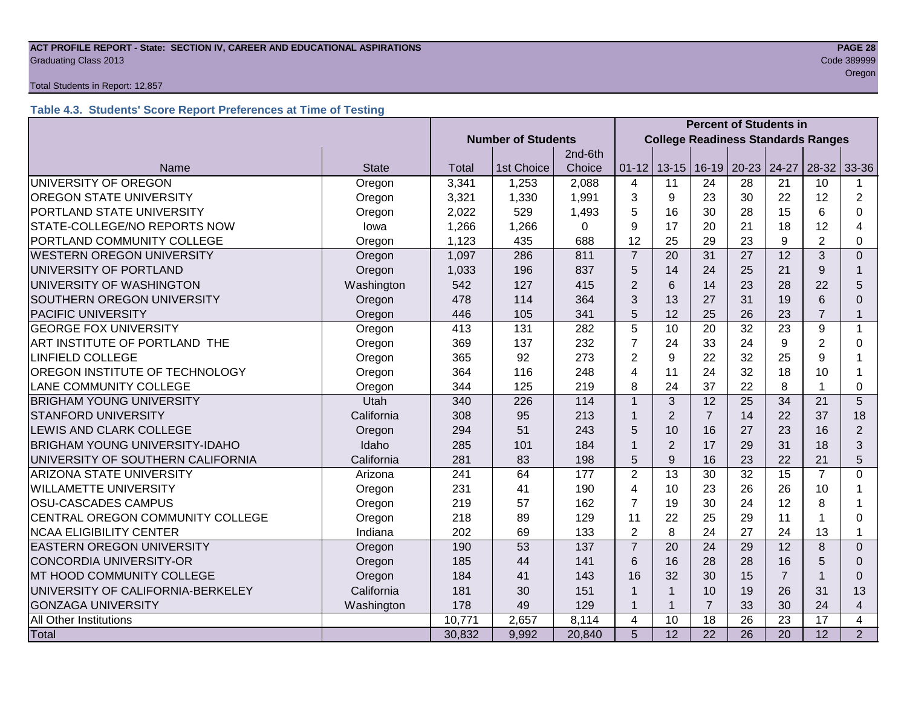ACT PROFILE REPORT - State: SECTION IV, CAREER AND EDUCATIONAL ASPIRATIONS
Graduating Class 2013
Code 389999
Oregon
Total Students in Report: 12,857

### Table 4.3. Students' Score Report Preferences at Time of Testing

| | | Number of Students | | | Percent of Students in College Readiness Standards Ranges | | | | | | |
|---|---|---|---|---|---|---|---|---|---|---|---|
| Name | State | Total | 1st Choice | 2nd-6th Choice | 01-12 | 13-15 | 16-19 | 20-23 | 24-27 | 28-32 | 33-36 |
| UNIVERSITY OF OREGON | Oregon | 3,341 | 1,253 | 2,088 | 4 | 11 | 24 | 28 | 21 | 10 | 1 |
| OREGON STATE UNIVERSITY | Oregon | 3,321 | 1,330 | 1,991 | 3 | 9 | 23 | 30 | 22 | 12 | 2 |
| PORTLAND STATE UNIVERSITY | Oregon | 2,022 | 529 | 1,493 | 5 | 16 | 30 | 28 | 15 | 6 | 0 |
| STATE-COLLEGE/NO REPORTS NOW | Iowa | 1,266 | 1,266 | 0 | 9 | 17 | 20 | 21 | 18 | 12 | 4 |
| PORTLAND COMMUNITY COLLEGE | Oregon | 1,123 | 435 | 688 | 12 | 25 | 29 | 23 | 9 | 2 | 0 |
| WESTERN OREGON UNIVERSITY | Oregon | 1,097 | 286 | 811 | 7 | 20 | 31 | 27 | 12 | 3 | 0 |
| UNIVERSITY OF PORTLAND | Oregon | 1,033 | 196 | 837 | 5 | 14 | 24 | 25 | 21 | 9 | 1 |
| UNIVERSITY OF WASHINGTON | Washington | 542 | 127 | 415 | 2 | 6 | 14 | 23 | 28 | 22 | 5 |
| SOUTHERN OREGON UNIVERSITY | Oregon | 478 | 114 | 364 | 3 | 13 | 27 | 31 | 19 | 6 | 0 |
| PACIFIC UNIVERSITY | Oregon | 446 | 105 | 341 | 5 | 12 | 25 | 26 | 23 | 7 | 1 |
| GEORGE FOX UNIVERSITY | Oregon | 413 | 131 | 282 | 5 | 10 | 20 | 32 | 23 | 9 | 1 |
| ART INSTITUTE OF PORTLAND THE | Oregon | 369 | 137 | 232 | 7 | 24 | 33 | 24 | 9 | 2 | 0 |
| LINFIELD COLLEGE | Oregon | 365 | 92 | 273 | 2 | 9 | 22 | 32 | 25 | 9 | 1 |
| OREGON INSTITUTE OF TECHNOLOGY | Oregon | 364 | 116 | 248 | 4 | 11 | 24 | 32 | 18 | 10 | 1 |
| LANE COMMUNITY COLLEGE | Oregon | 344 | 125 | 219 | 8 | 24 | 37 | 22 | 8 | 1 | 0 |
| BRIGHAM YOUNG UNIVERSITY | Utah | 340 | 226 | 114 | 1 | 3 | 12 | 25 | 34 | 21 | 5 |
| STANFORD UNIVERSITY | California | 308 | 95 | 213 | 1 | 2 | 7 | 14 | 22 | 37 | 18 |
| LEWIS AND CLARK COLLEGE | Oregon | 294 | 51 | 243 | 5 | 10 | 16 | 27 | 23 | 16 | 2 |
| BRIGHAM YOUNG UNIVERSITY-IDAHO | Idaho | 285 | 101 | 184 | 1 | 2 | 17 | 29 | 31 | 18 | 3 |
| UNIVERSITY OF SOUTHERN CALIFORNIA | California | 281 | 83 | 198 | 5 | 9 | 16 | 23 | 22 | 21 | 5 |
| ARIZONA STATE UNIVERSITY | Arizona | 241 | 64 | 177 | 2 | 13 | 30 | 32 | 15 | 7 | 0 |
| WILLAMETTE UNIVERSITY | Oregon | 231 | 41 | 190 | 4 | 10 | 23 | 26 | 26 | 10 | 1 |
| OSU-CASCADES CAMPUS | Oregon | 219 | 57 | 162 | 7 | 19 | 30 | 24 | 12 | 8 | 1 |
| CENTRAL OREGON COMMUNITY COLLEGE | Oregon | 218 | 89 | 129 | 11 | 22 | 25 | 29 | 11 | 1 | 0 |
| NCAA ELIGIBILITY CENTER | Indiana | 202 | 69 | 133 | 2 | 8 | 24 | 27 | 24 | 13 | 1 |
| EASTERN OREGON UNIVERSITY | Oregon | 190 | 53 | 137 | 7 | 20 | 24 | 29 | 12 | 8 | 0 |
| CONCORDIA UNIVERSITY-OR | Oregon | 185 | 44 | 141 | 6 | 16 | 28 | 28 | 16 | 5 | 0 |
| MT HOOD COMMUNITY COLLEGE | Oregon | 184 | 41 | 143 | 16 | 32 | 30 | 15 | 7 | 1 | 0 |
| UNIVERSITY OF CALIFORNIA-BERKELEY | California | 181 | 30 | 151 | 1 | 1 | 10 | 19 | 26 | 31 | 13 |
| GONZAGA UNIVERSITY | Washington | 178 | 49 | 129 | 1 | 1 | 7 | 33 | 30 | 24 | 4 |
| All Other Institutions | | 10,771 | 2,657 | 8,114 | 4 | 10 | 18 | 26 | 23 | 17 | 4 |
| Total | | 30,832 | 9,992 | 20,840 | 5 | 12 | 22 | 26 | 20 | 12 | 2 |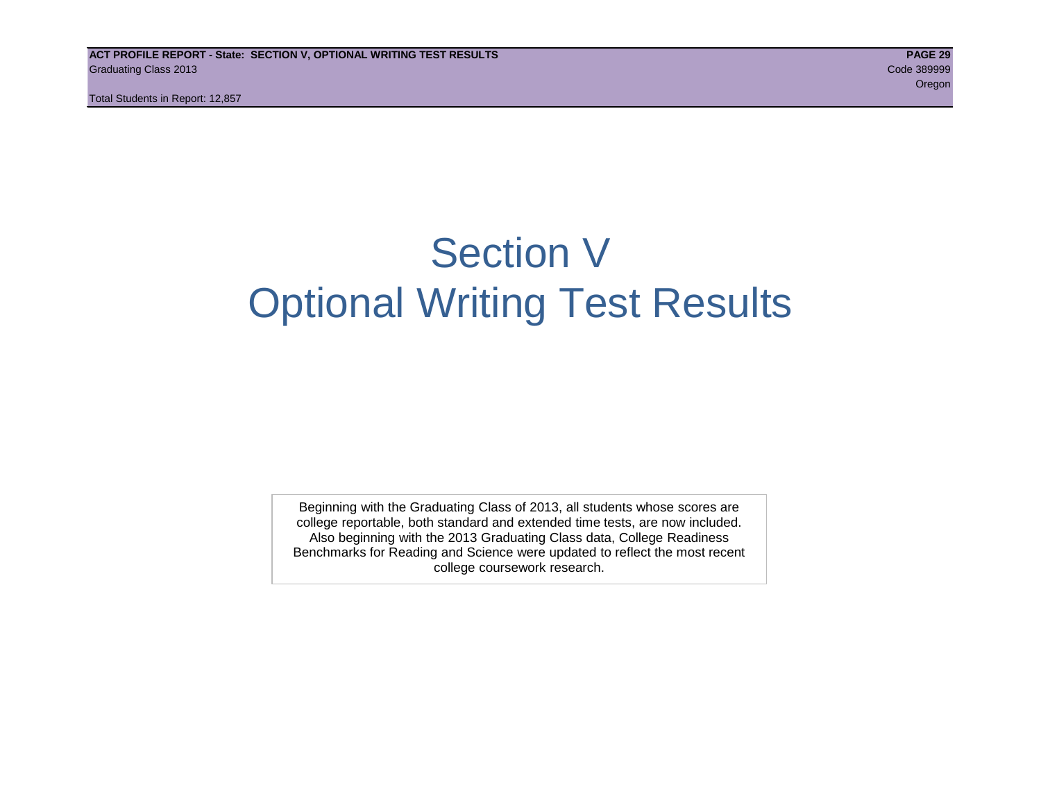# Section V
# Optional Writing Test Results

Beginning with the Graduating Class of 2013, all students whose scores are college reportable, both standard and extended time tests, are now included. Also beginning with the 2013 Graduating Class data, College Readiness Benchmarks for Reading and Science were updated to reflect the most recent college coursework research.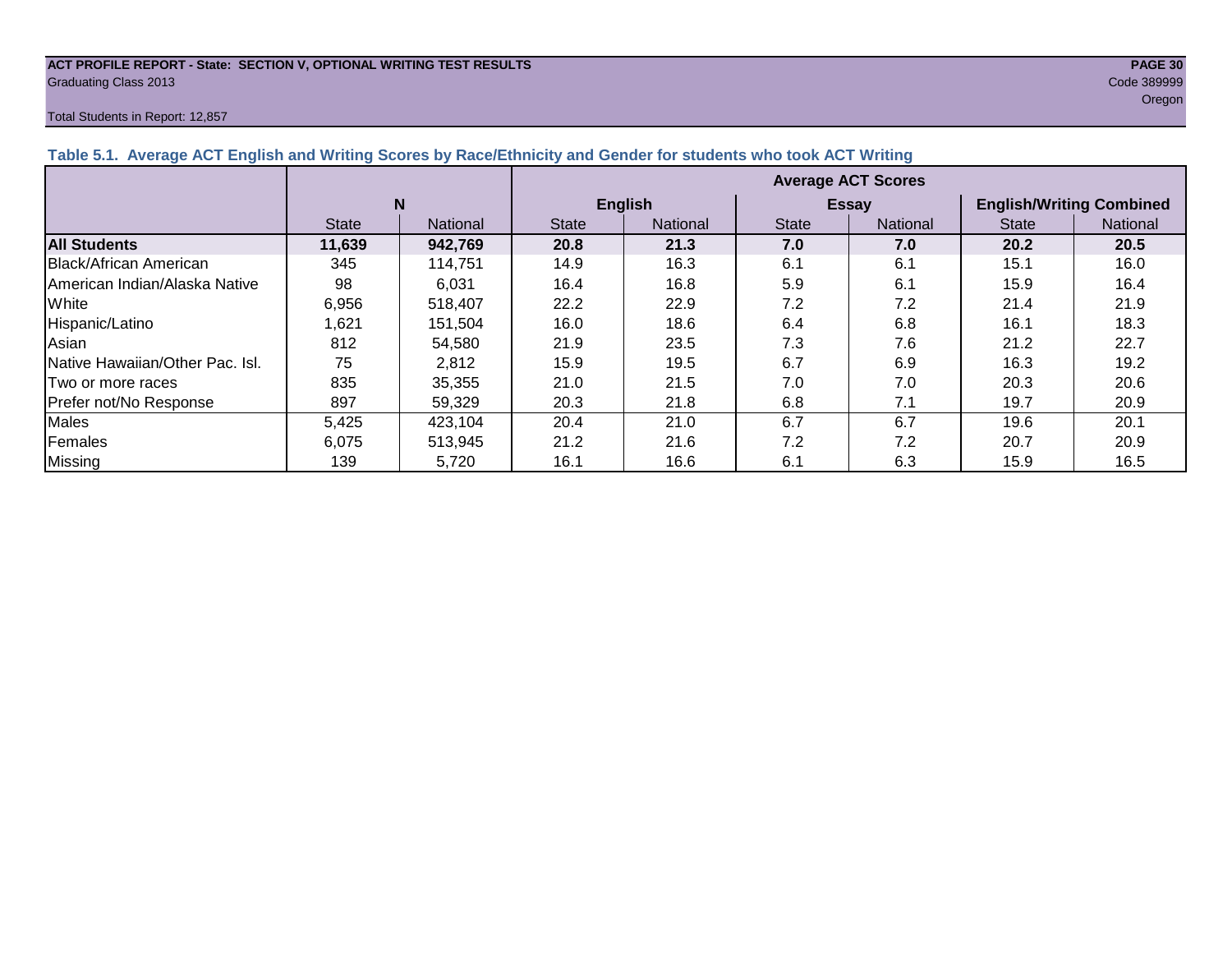**ACT PROFILE REPORT - State: SECTION V, OPTIONAL WRITING TEST RESULTS**
Graduating Class 2013

Code 389999
Oregon

Total Students in Report: 12,857

### Table 5.1. Average ACT English and Writing Scores by Race/Ethnicity and Gender for students who took ACT Writing

| | N | | Average ACT Scores | | | | | |
|---|---|---|---|---|---|---|---|---|
| | | | English | | Essay | | English/Writing Combined | |
| | State | National | State | National | State | National | State | National |
| **All Students** | **11,639** | **942,769** | **20.8** | **21.3** | **7.0** | **7.0** | **20.2** | **20.5** |
| Black/African American | 345 | 114,751 | 14.9 | 16.3 | 6.1 | 6.1 | 15.1 | 16.0 |
| American Indian/Alaska Native | 98 | 6,031 | 16.4 | 16.8 | 5.9 | 6.1 | 15.9 | 16.4 |
| White | 6,956 | 518,407 | 22.2 | 22.9 | 7.2 | 7.2 | 21.4 | 21.9 |
| Hispanic/Latino | 1,621 | 151,504 | 16.0 | 18.6 | 6.4 | 6.8 | 16.1 | 18.3 |
| Asian | 812 | 54,580 | 21.9 | 23.5 | 7.3 | 7.6 | 21.2 | 22.7 |
| Native Hawaiian/Other Pac. Isl. | 75 | 2,812 | 15.9 | 19.5 | 6.7 | 6.9 | 16.3 | 19.2 |
| Two or more races | 835 | 35,355 | 21.0 | 21.5 | 7.0 | 7.0 | 20.3 | 20.6 |
| Prefer not/No Response | 897 | 59,329 | 20.3 | 21.8 | 6.8 | 7.1 | 19.7 | 20.9 |
| Males | 5,425 | 423,104 | 20.4 | 21.0 | 6.7 | 6.7 | 19.6 | 20.1 |
| Females | 6,075 | 513,945 | 21.2 | 21.6 | 7.2 | 7.2 | 20.7 | 20.9 |
| Missing | 139 | 5,720 | 16.1 | 16.6 | 6.1 | 6.3 | 15.9 | 16.5 |